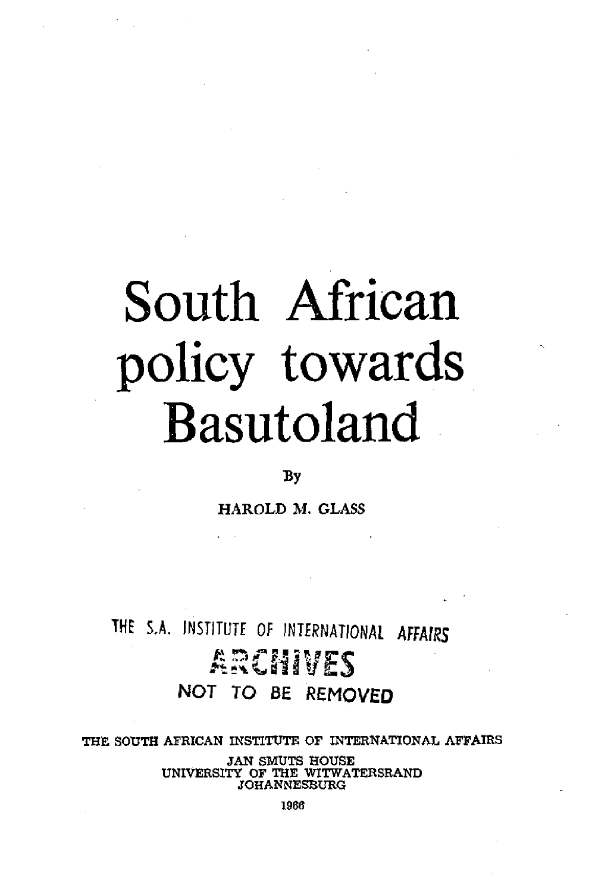# South African policy towards Basutoland

By

HAROLD M. GLASS

THE S.A. INSTITUTE OF INTERNATIONAL AFFAIRS

ARCHIVES

NOT TO BE REMOVED

THE SOUTH AFRICAN INSTITUTE OF INTERNATIONAL AFFAIRS
JAN SMUTS HOUSE
UNIVERSITY OF THE WITWATERSRAND
JOHANNESBURG

1966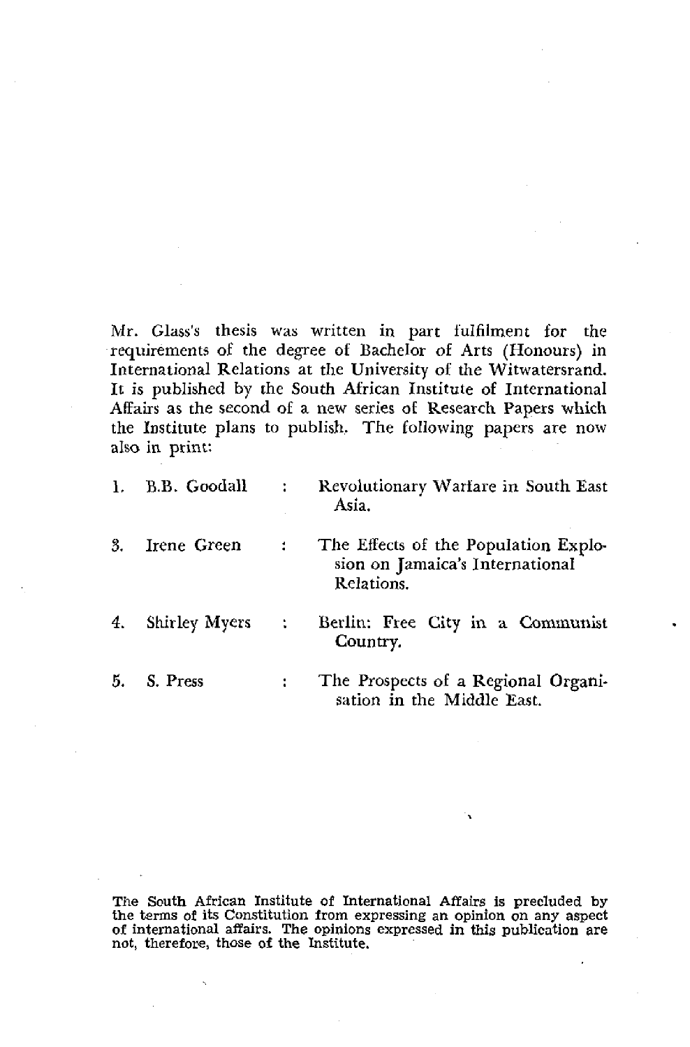Mr. Glass's thesis was written in part fulfilment for the requirements of the degree of Bachelor of Arts (Honours) in International Relations at the University of the Witwatersrand. It is published by the South African Institute of International Affairs as the second of a new series of Research Papers which the Institute plans to publish. The following papers are now also in print:

| | | | |
|---|---|---|---|
| 1. | B.B. Goodall | : | Revolutionary Warfare in South East Asia. |
| 3. | Irene Green | : | The Effects of the Population Explosion on Jamaica's International Relations. |
| 4. | Shirley Myers | : | Berlin: Free City in a Communist Country. |
| 5. | S. Press | : | The Prospects of a Regional Organisation in the Middle East. |

The South African Institute of International Affairs is precluded by the terms of its Constitution from expressing an opinion on any aspect of international affairs. The opinions expressed in this publication are not, therefore, those of the Institute.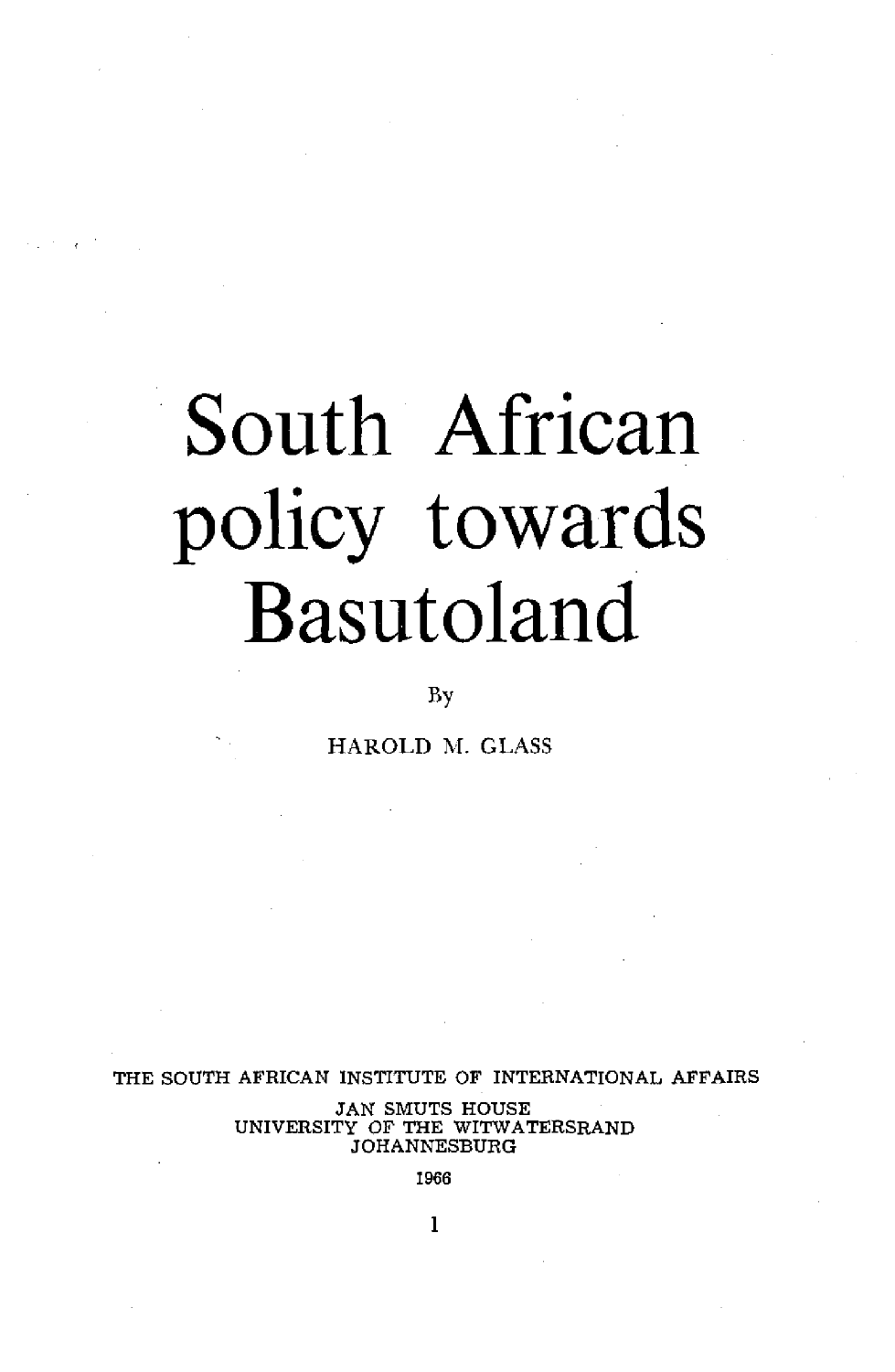# South African policy towards Basutoland

By

HAROLD M. GLASS

THE SOUTH AFRICAN INSTITUTE OF INTERNATIONAL AFFAIRS

JAN SMUTS HOUSE

UNIVERSITY OF THE WITWATERSRAND

JOHANNESBURG

1966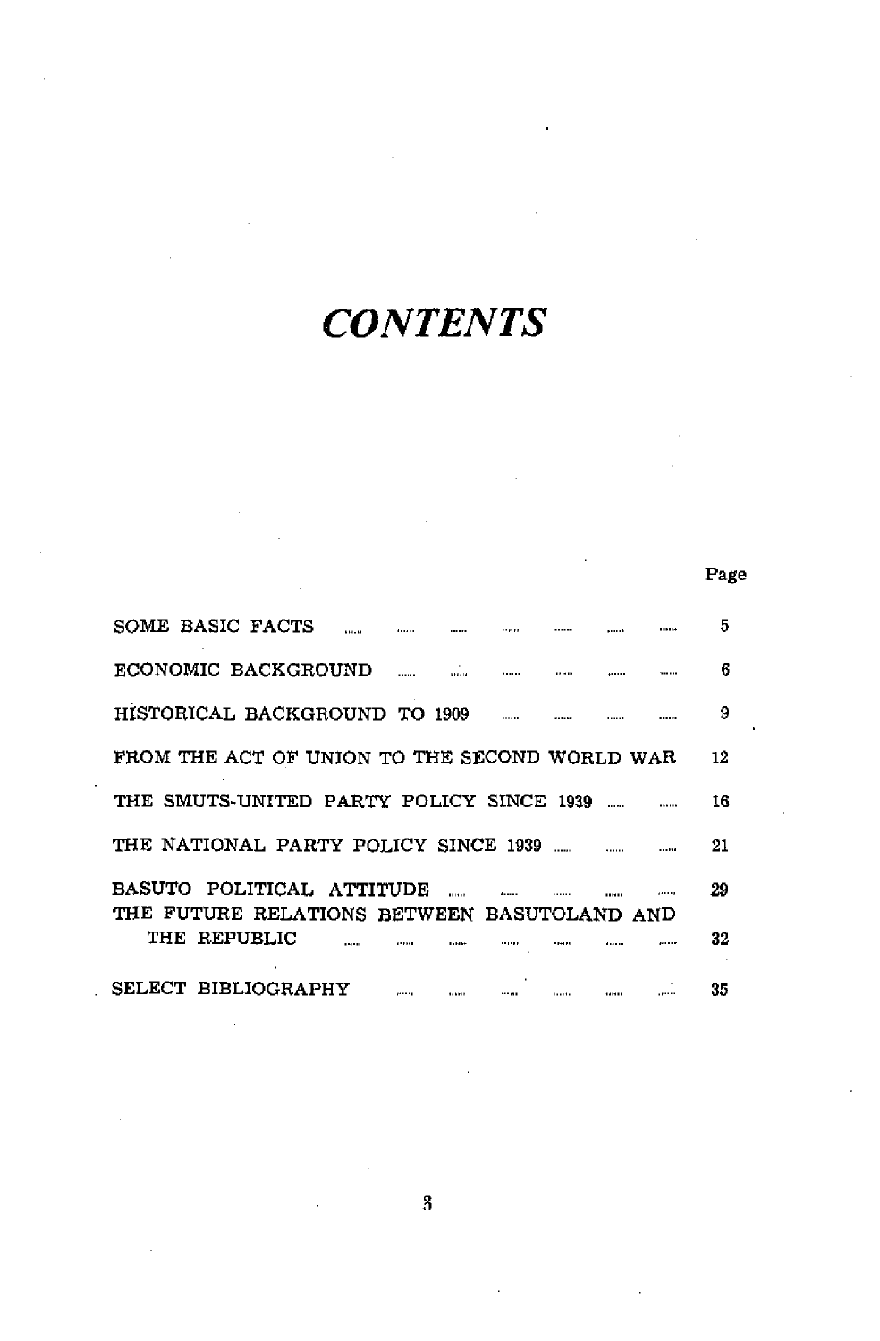# *CONTENTS*

| | Page |
|---|---|
| SOME BASIC FACTS | 5 |
| ECONOMIC BACKGROUND | 6 |
| HISTORICAL BACKGROUND TO 1909 | 9 |
| FROM THE ACT OF UNION TO THE SECOND WORLD WAR | 12 |
| THE SMUTS-UNITED PARTY POLICY SINCE 1939 | 16 |
| THE NATIONAL PARTY POLICY SINCE 1939 | 21 |
| BASUTO POLITICAL ATTITUDE | 29 |
| THE FUTURE RELATIONS BETWEEN BASUTOLAND AND THE REPUBLIC | 32 |
| SELECT BIBLIOGRAPHY | 35 |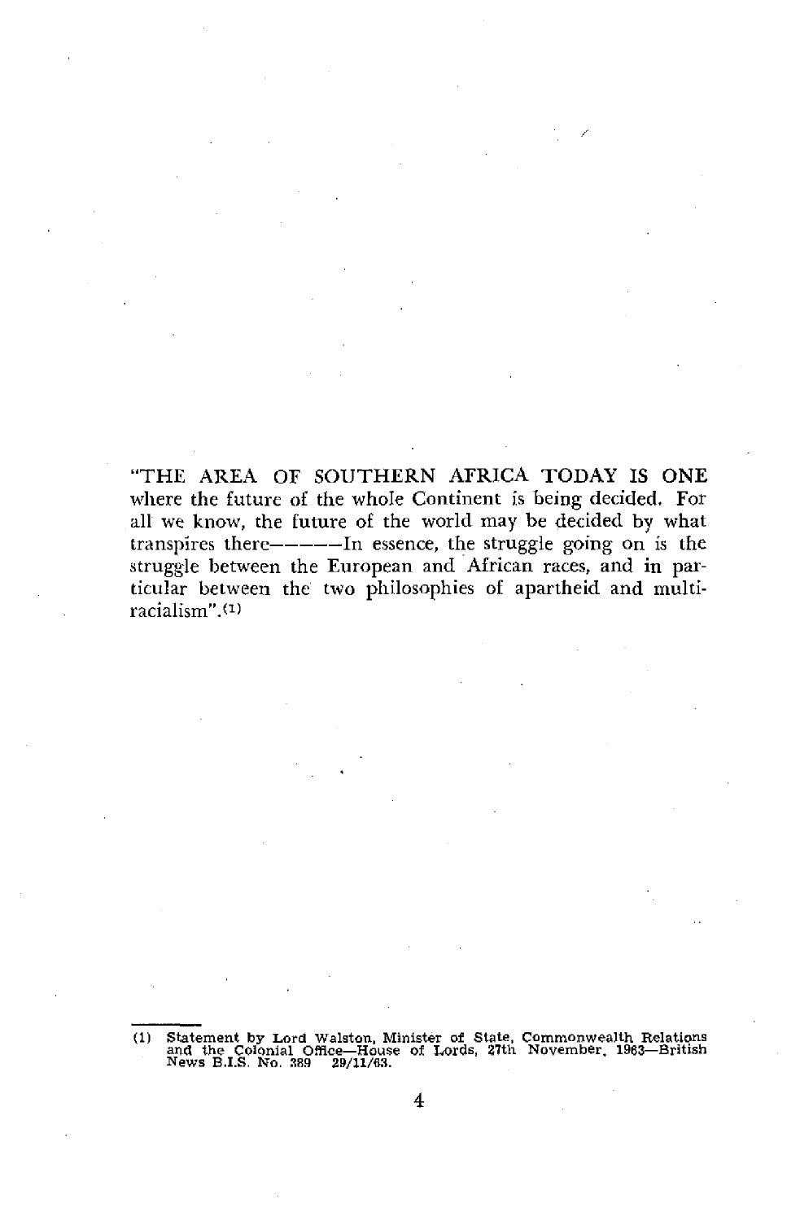"THE AREA OF SOUTHERN AFRICA TODAY IS ONE where the future of the whole Continent is being decided. For all we know, the future of the world may be decided by what transpires there——In essence, the struggle going on is the struggle between the European and African races, and in particular between the two philosophies of apartheid and multi-racialism".[1]

---

(1) Statement by Lord Walston, Minister of State, Commonwealth Relations and the Colonial Office—House of Lords, 27th November, 1963—British News B.I.S. No. 389 29/11/63.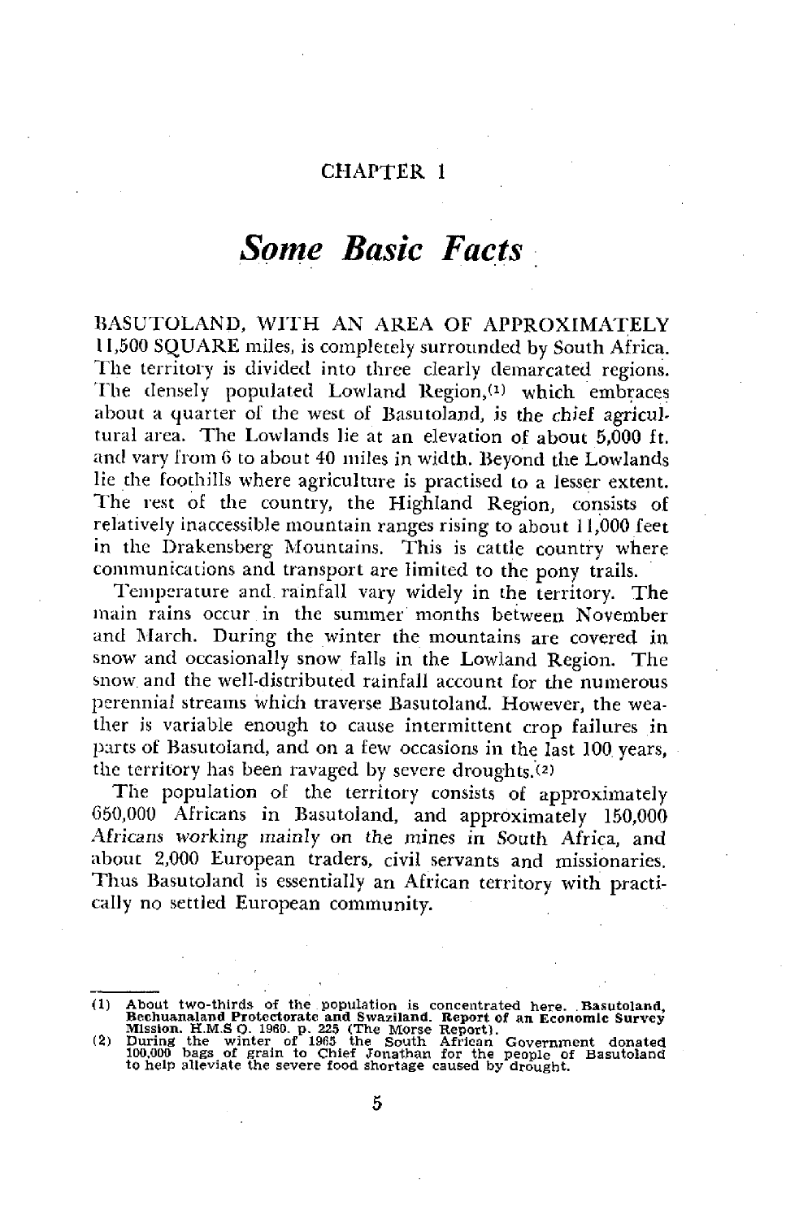CHAPTER 1

# *Some Basic Facts*

BASUTOLAND, WITH AN AREA OF APPROXIMATELY 11,500 SQUARE miles, is completely surrounded by South Africa. The territory is divided into three clearly demarcated regions. The densely populated Lowland Region,[1] which embraces about a quarter of the west of Basutoland, is the chief agricultural area. The Lowlands lie at an elevation of about 5,000 ft. and vary from 6 to about 40 miles in width. Beyond the Lowlands lie the foothills where agriculture is practised to a lesser extent. The rest of the country, the Highland Region, consists of relatively inaccessible mountain ranges rising to about 11,000 feet in the Drakensberg Mountains. This is cattle country where communications and transport are limited to the pony trails.

Temperature and rainfall vary widely in the territory. The main rains occur in the summer months between November and March. During the winter the mountains are covered in snow and occasionally snow falls in the Lowland Region. The snow and the well-distributed rainfall account for the numerous perennial streams which traverse Basutoland. However, the weather is variable enough to cause intermittent crop failures in parts of Basutoland, and on a few occasions in the last 100 years, the territory has been ravaged by severe droughts.[2]

The population of the territory consists of approximately 650,000 Africans in Basutoland, and approximately 150,000 Africans working mainly on the mines in South Africa, and about 2,000 European traders, civil servants and missionaries. Thus Basutoland is essentially an African territory with practically no settled European community.

---

(1) About two-thirds of the population is concentrated here. **Basutoland, Bechuanaland Protectorate and Swaziland. Report of an Economic Survey Mission.** H.M.S.O. 1960. p. 225 (The Morse Report).

(2) During the winter of 1965 the South African Government donated 100,000 bags of grain to Chief Jonathan for the people of Basutoland to help alleviate the severe food shortage caused by drought.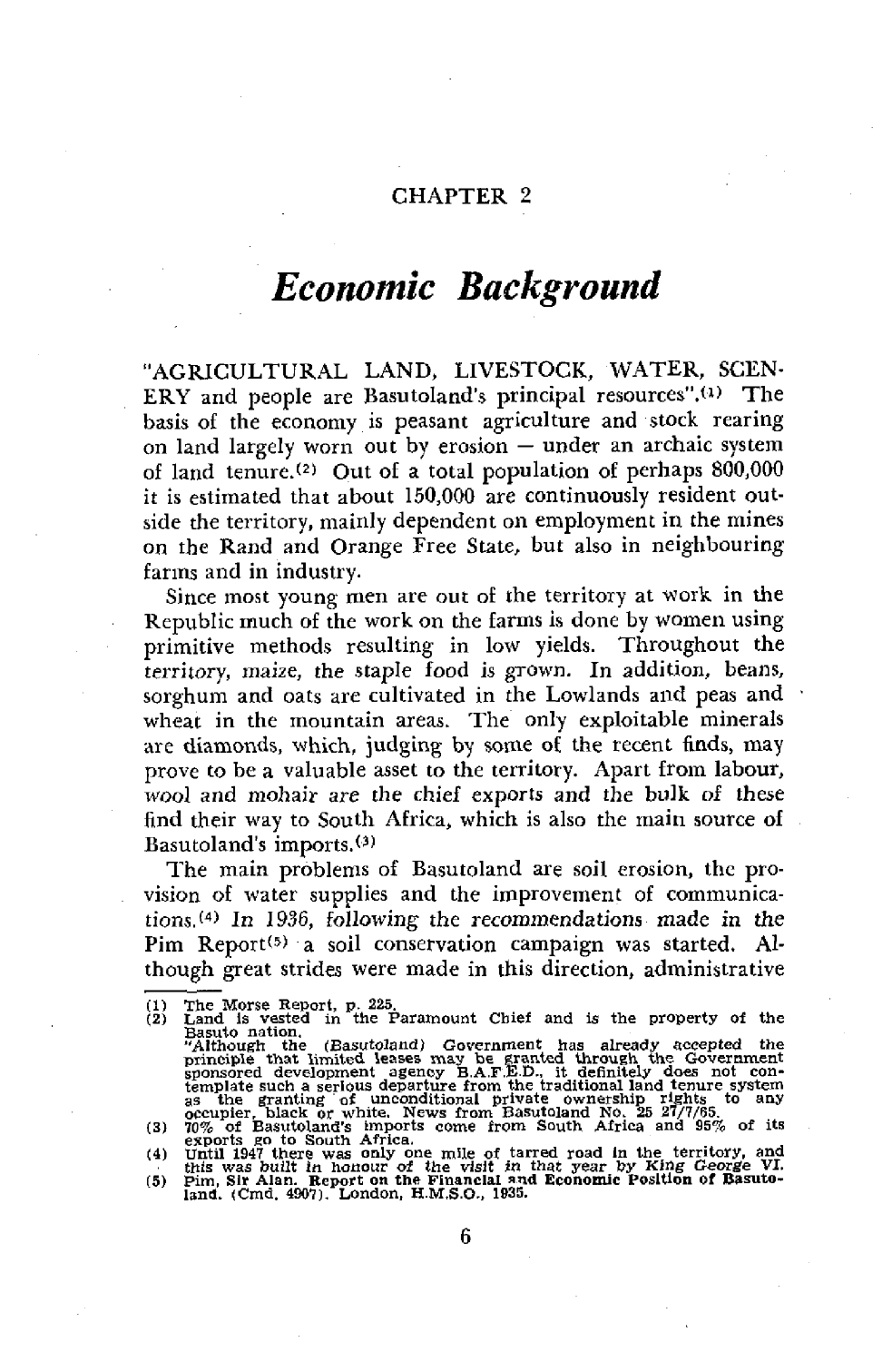CHAPTER 2

# *Economic Background*

"AGRICULTURAL LAND, LIVESTOCK, WATER, SCENERY and people are Basutoland's principal resources".[1] The basis of the economy is peasant agriculture and stock rearing on land largely worn out by erosion – under an archaic system of land tenure.[2] Out of a total population of perhaps 800,000 it is estimated that about 150,000 are continuously resident outside the territory, mainly dependent on employment in the mines on the Rand and Orange Free State, but also in neighbouring farms and in industry.

Since most young men are out of the territory at work in the Republic much of the work on the farms is done by women using primitive methods resulting in low yields. Throughout the territory, maize, the staple food is grown. In addition, beans, sorghum and oats are cultivated in the Lowlands and peas and wheat in the mountain areas. The only exploitable minerals are diamonds, which, judging by some of the recent finds, may prove to be a valuable asset to the territory. Apart from labour, wool and mohair are the chief exports and the bulk of these find their way to South Africa, which is also the main source of Basutoland's imports.[3]

The main problems of Basutoland are soil erosion, the provision of water supplies and the improvement of communications.[4] In 1936, following the recommendations made in the Pim Report[5] a soil conservation campaign was started. Although great strides were made in this direction, administrative

---

(1) The Morse Report, p. 225.
(2) Land is vested in the Paramount Chief and is the property of the Basuto nation.
"Although the (Basutoland) Government has already accepted the principle that limited leases may be granted through the Government sponsored development agency B.A.F.E.D., it definitely does not contemplate such a serious departure from the traditional land tenure system as the granting of unconditional private ownership rights to any occupier, black or white. News from Basutoland No. 25 27/7/65.
(3) 70% of Basutoland's imports come from South Africa and 95% of its exports go to South Africa.
(4) Until 1947 there was only one mile of tarred road in the territory, and this was built in honour of the visit in that year by King George VI.
(5) Pim, Sir Alan. Report on the Financial and Economic Position of Basutoland. (Cmd. 4907). London, H.M.S.O., 1935.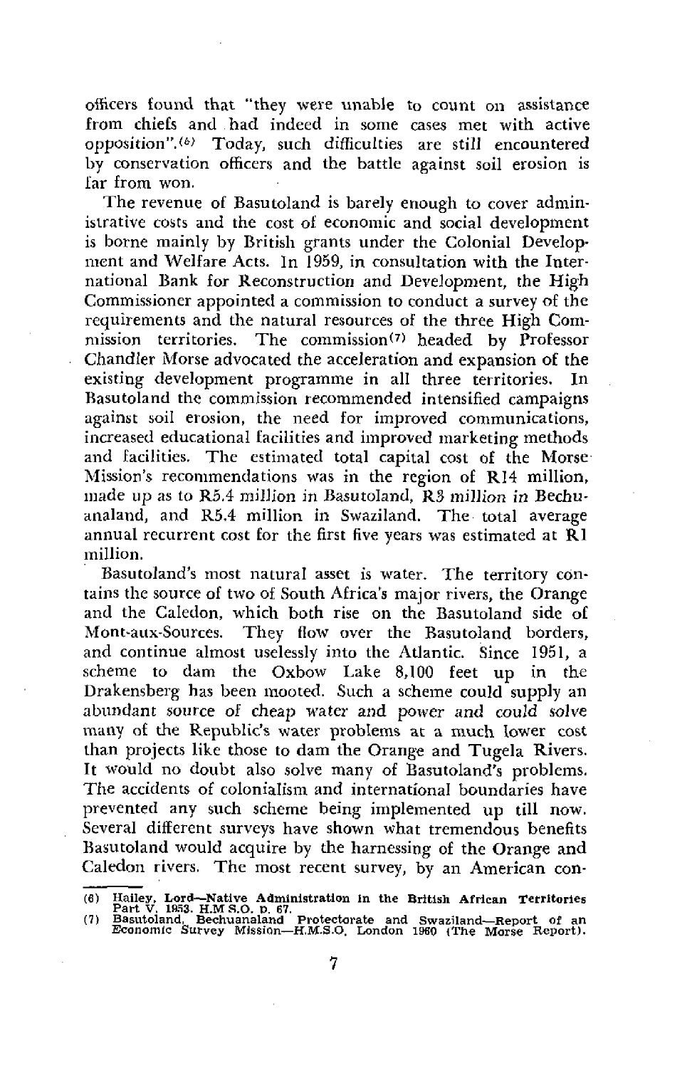officers found that "they were unable to count on assistance from chiefs and had indeed in some cases met with active opposition".[6] Today, such difficulties are still encountered by conservation officers and the battle against soil erosion is far from won.

The revenue of Basutoland is barely enough to cover administrative costs and the cost of economic and social development is borne mainly by British grants under the Colonial Development and Welfare Acts. In 1959, in consultation with the International Bank for Reconstruction and Development, the High Commissioner appointed a commission to conduct a survey of the requirements and the natural resources of the three High Commission territories. The commission[7] headed by Professor Chandler Morse advocated the acceleration and expansion of the existing development programme in all three territories. In Basutoland the commission recommended intensified campaigns against soil erosion, the need for improved communications, increased educational facilities and improved marketing methods and facilities. The estimated total capital cost of the Morse Mission's recommendations was in the region of R14 million, made up as to R5.4 million in Basutoland, R3 million in Bechuanaland, and R5.4 million in Swaziland. The total average annual recurrent cost for the first five years was estimated at R1 million.

Basutoland's most natural asset is water. The territory contains the source of two of South Africa's major rivers, the Orange and the Caledon, which both rise on the Basutoland side of Mont-aux-Sources. They flow over the Basutoland borders, and continue almost uselessly into the Atlantic. Since 1951, a scheme to dam the Oxbow Lake 8,100 feet up in the Drakensberg has been mooted. Such a scheme could supply an abundant source of cheap water and power and could solve many of the Republic's water problems at a much lower cost than projects like those to dam the Orange and Tugela Rivers. It would no doubt also solve many of Basutoland's problems. The accidents of colonialism and international boundaries have prevented any such scheme being implemented up till now. Several different surveys have shown what tremendous benefits Basutoland would acquire by the harnessing of the Orange and Caledon rivers. The most recent survey, by an American con-

---

(6) Hailey, Lord—Native Administration in the British African Territories Part V, 1953. H.M.S.O. p. 67.

(7) Basutoland, Bechuanaland Protectorate and Swaziland—Report of an Economic Survey Mission—H.M.S.O. London 1960 (The Morse Report).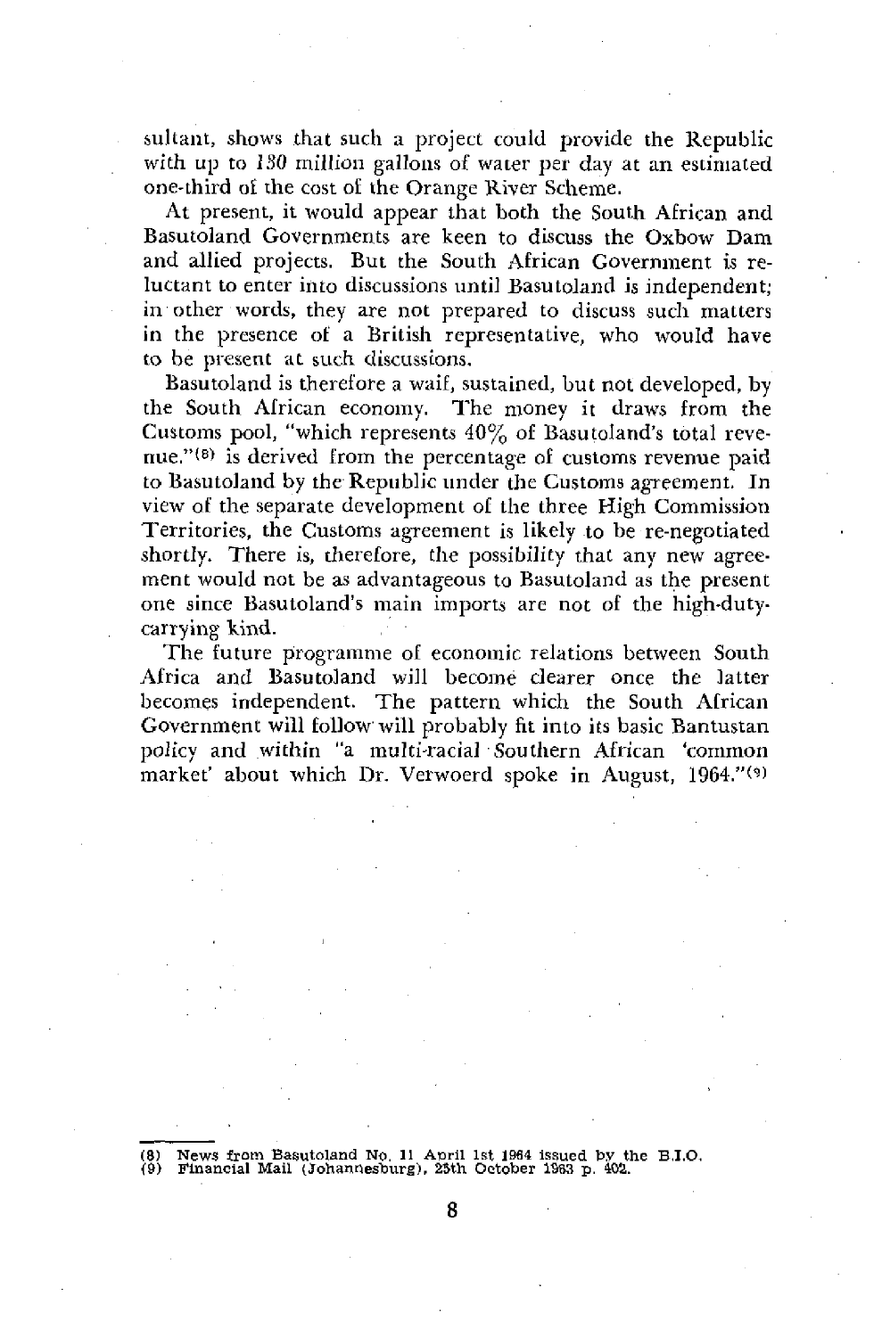sultant, shows that such a project could provide the Republic with up to 130 million gallons of water per day at an estimated one-third of the cost of the Orange River Scheme.

At present, it would appear that both the South African and Basutoland Governments are keen to discuss the Oxbow Dam and allied projects. But the South African Government is reluctant to enter into discussions until Basutoland is independent; in other words, they are not prepared to discuss such matters in the presence of a British representative, who would have to be present at such discussions.

Basutoland is therefore a waif, sustained, but not developed, by the South African economy. The money it draws from the Customs pool, "which represents 40% of Basutoland's total revenue."[8] is derived from the percentage of customs revenue paid to Basutoland by the Republic under the Customs agreement. In view of the separate development of the three High Commission Territories, the Customs agreement is likely to be re-negotiated shortly. There is, therefore, the possibility that any new agreement would not be as advantageous to Basutoland as the present one since Basutoland's main imports are not of the high-duty-carrying kind.

The future programme of economic relations between South Africa and Basutoland will become clearer once the latter becomes independent. The pattern which the South African Government will follow will probably fit into its basic Bantustan policy and within "a multi-racial Southern African 'common market' about which Dr. Verwoerd spoke in August, 1964."[9]

---

(8) News from Basutoland No. 11 April 1st 1964 issued by the B.I.O.
(9) Financial Mail (Johannesburg), 25th October 1963 p. 402.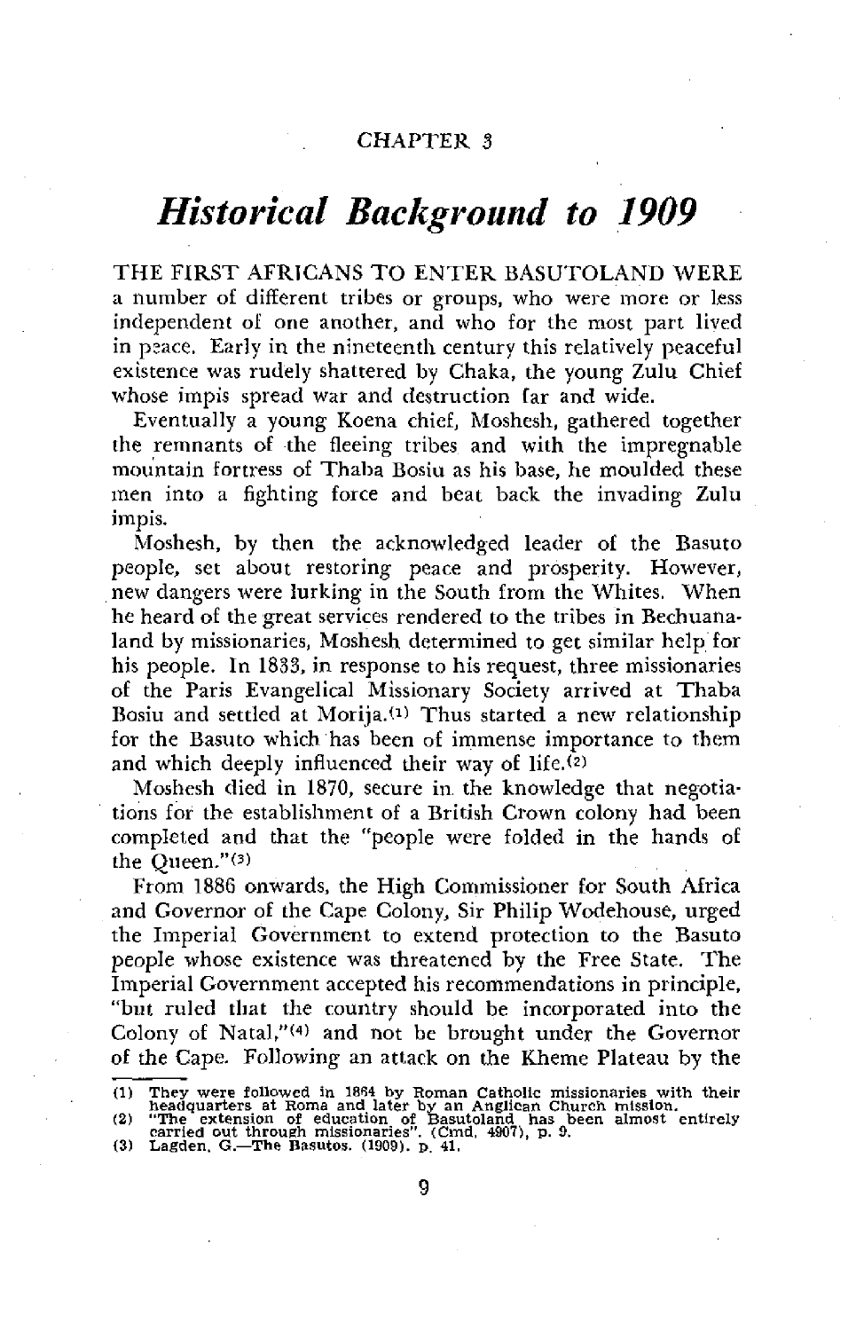CHAPTER 3

# *Historical Background to 1909*

THE FIRST AFRICANS TO ENTER BASUTOLAND WERE a number of different tribes or groups, who were more or less independent of one another, and who for the most part lived in peace. Early in the nineteenth century this relatively peaceful existence was rudely shattered by Chaka, the young Zulu Chief whose impis spread war and destruction far and wide.

Eventually a young Koena chief, Moshesh, gathered together the remnants of the fleeing tribes and with the impregnable mountain fortress of Thaba Bosiu as his base, he moulded these men into a fighting force and beat back the invading Zulu impis.

Moshesh, by then the acknowledged leader of the Basuto people, set about restoring peace and prosperity. However, new dangers were lurking in the South from the Whites. When he heard of the great services rendered to the tribes in Bechuanaland by missionaries, Moshesh determined to get similar help for his people. In 1833, in response to his request, three missionaries of the Paris Evangelical Missionary Society arrived at Thaba Bosiu and settled at Morija.[1] Thus started a new relationship for the Basuto which has been of immense importance to them and which deeply influenced their way of life.[2]

Moshesh died in 1870, secure in the knowledge that negotiations for the establishment of a British Crown colony had been completed and that the "people were folded in the hands of the Queen."[3]

From 1886 onwards, the High Commissioner for South Africa and Governor of the Cape Colony, Sir Philip Wodehouse, urged the Imperial Government to extend protection to the Basuto people whose existence was threatened by the Free State. The Imperial Government accepted his recommendations in principle, "but ruled that the country should be incorporated into the Colony of Natal,"[4] and not be brought under the Governor of the Cape. Following an attack on the Kheme Plateau by the

(1) They were followed in 1864 by Roman Catholic missionaries with their headquarters at Roma and later by an Anglican Church mission.
(2) "The extension of education of Basutoland has been almost entirely carried out through missionaries". (Cmd. 4907), p. 9.
(3) Lagden, G.—The Basutos. (1909). p. 41.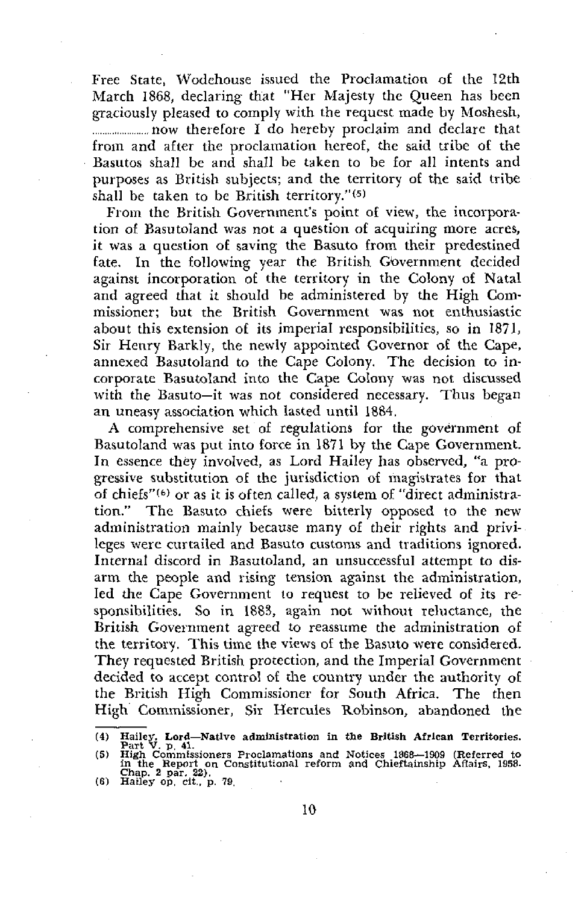Free State, Wodehouse issued the Proclamation of the 12th March 1868, declaring that "Her Majesty the Queen has been graciously pleased to comply with the request made by Moshesh, ..................... now therefore I do hereby proclaim and declare that from and after the proclamation hereof, the said tribe of the Basutos shall be and shall be taken to be for all intents and purposes as British subjects; and the territory of the said tribe shall be taken to be British territory."[5]

From the British Government's point of view, the incorporation of Basutoland was not a question of acquiring more acres, it was a question of saving the Basuto from their predestined fate. In the following year the British Government decided against incorporation of the territory in the Colony of Natal and agreed that it should be administered by the High Commissioner; but the British Government was not enthusiastic about this extension of its imperial responsibilities, so in 1871, Sir Henry Barkly, the newly appointed Governor of the Cape, annexed Basutoland to the Cape Colony. The decision to incorporate Basutoland into the Cape Colony was not discussed with the Basuto—it was not considered necessary. Thus began an uneasy association which lasted until 1884.

A comprehensive set of regulations for the government of Basutoland was put into force in 1871 by the Cape Government. In essence they involved, as Lord Hailey has observed, "a progressive substitution of the jurisdiction of magistrates for that of chiefs"[6] or as it is often called, a system of "direct administration." The Basuto chiefs were bitterly opposed to the new administration mainly because many of their rights and privileges were curtailed and Basuto customs and traditions ignored. Internal discord in Basutoland, an unsuccessful attempt to disarm the people and rising tension against the administration, led the Cape Government to request to be relieved of its responsibilities. So in 1883, again not without reluctance, the British Government agreed to reassume the administration of the territory. This time the views of the Basuto were considered. They requested British protection, and the Imperial Government decided to accept control of the country under the authority of the British High Commissioner for South Africa. The then High Commissioner, Sir Hercules Robinson, abandoned the

---

(4) Hailey, Lord—Native administration in the British African Territories. Part V. p. 41.
(5) High Commissioners Proclamations and Notices 1868—1909 (Referred to in the Report on Constitutional reform and Chieftainship Affairs, 1958. Chap. 2 par. 22).
(6) Hailey op. cit., p. 79.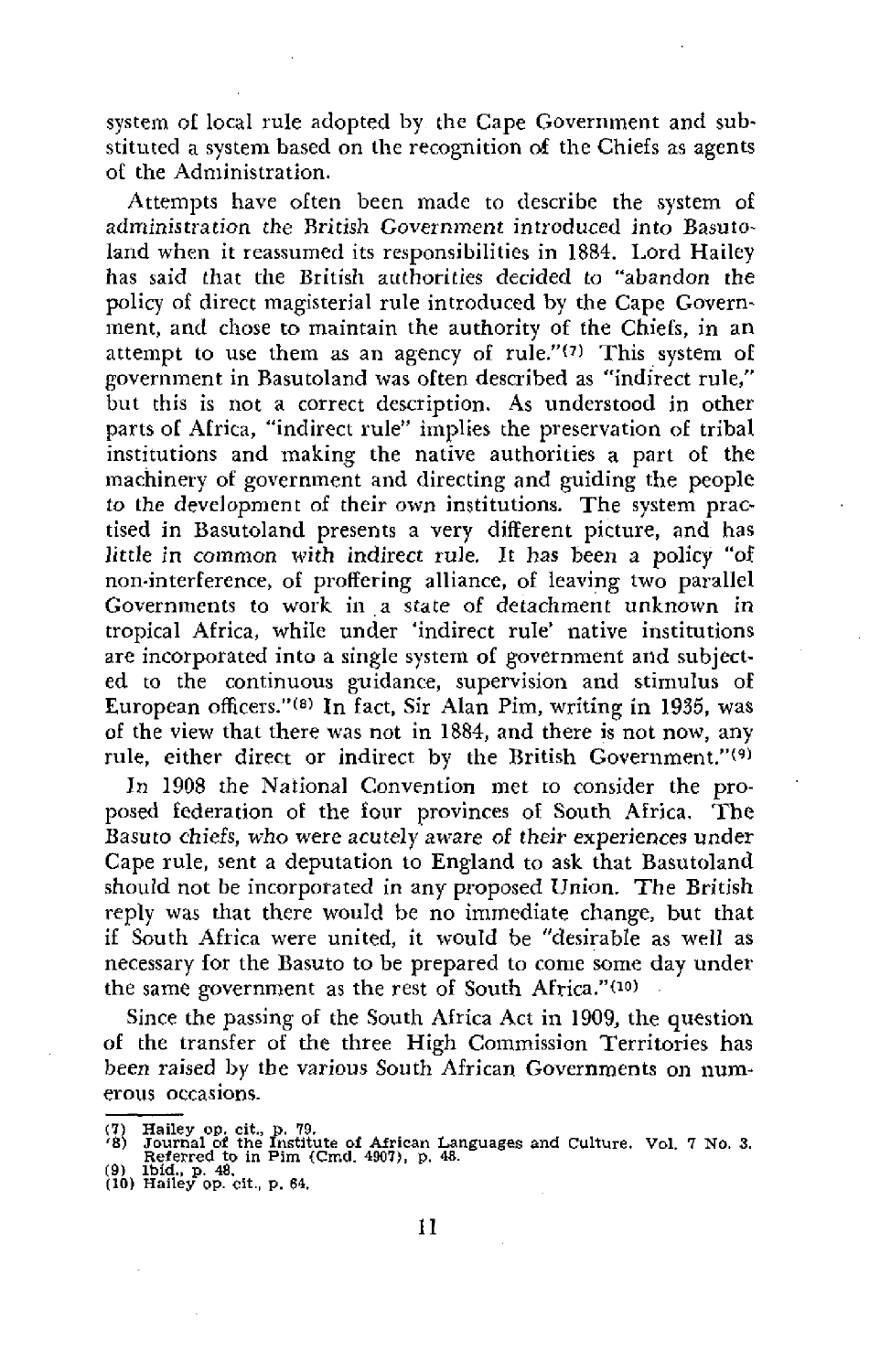system of local rule adopted by the Cape Government and substituted a system based on the recognition of the Chiefs as agents of the Administration.

Attempts have often been made to describe the system of administration the British Government introduced into Basutoland when it reassumed its responsibilities in 1884. Lord Hailey has said that the British authorities decided to "abandon the policy of direct magisterial rule introduced by the Cape Government, and chose to maintain the authority of the Chiefs, in an attempt to use them as an agency of rule."(7) This system of government in Basutoland was often described as "indirect rule," but this is not a correct description. As understood in other parts of Africa, "indirect rule" implies the preservation of tribal institutions and making the native authorities a part of the machinery of government and directing and guiding the people to the development of their own institutions. The system practised in Basutoland presents a very different picture, and has little in common with indirect rule. It has been a policy "of non-interference, of proffering alliance, of leaving two parallel Governments to work in a state of detachment unknown in tropical Africa, while under 'indirect rule' native institutions are incorporated into a single system of government and subjected to the continuous guidance, supervision and stimulus of European officers."(8) In fact, Sir Alan Pim, writing in 1935, was of the view that there was not in 1884, and there is not now, any rule, either direct or indirect by the British Government."(9)

In 1908 the National Convention met to consider the proposed federation of the four provinces of South Africa. The Basuto chiefs, who were acutely aware of their experiences under Cape rule, sent a deputation to England to ask that Basutoland should not be incorporated in any proposed Union. The British reply was that there would be no immediate change, but that if South Africa were united, it would be "desirable as well as necessary for the Basuto to be prepared to come some day under the same government as the rest of South Africa."(10)

Since the passing of the South Africa Act in 1909, the question of the transfer of the three High Commission Territories has been raised by the various South African Governments on numerous occasions.

---

(7) Hailey op. cit., p. 79.
(8) Journal of the Institute of African Languages and Culture. Vol. 7 No. 3. Referred to in Pim (Cmd. 4907), p. 48.
(9) Ibid., p. 48.
(10) Hailey op. cit., p. 64.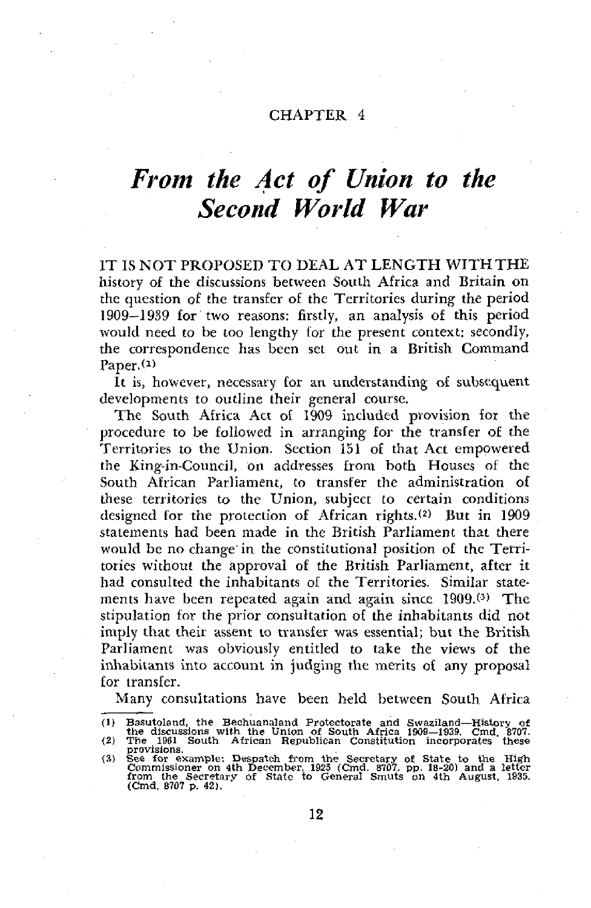CHAPTER 4

# *From the Act of Union to the Second World War*

IT IS NOT PROPOSED TO DEAL AT LENGTH WITH THE history of the discussions between South Africa and Britain on the question of the transfer of the Territories during the period 1909–1939 for two reasons: firstly, an analysis of this period would need to be too lengthy for the present context: secondly, the correspondence has been set out in a British Command Paper.[1]

It is, however, necessary for an understanding of subsequent developments to outline their general course.

The South Africa Act of 1909 included provision for the procedure to be followed in arranging for the transfer of the Territories to the Union. Section 151 of that Act empowered the King-in-Council, on addresses from both Houses of the South African Parliament, to transfer the administration of these territories to the Union, subject to certain conditions designed for the protection of African rights.[2] But in 1909 statements had been made in the British Parliament that there would be no change in the constitutional position of the Territories without the approval of the British Parliament, after it had consulted the inhabitants of the Territories. Similar statements have been repeated again and again since 1909.[3] The stipulation for the prior consultation of the inhabitants did not imply that their assent to transfer was essential; but the British Parliament was obviously entitled to take the views of the inhabitants into account in judging the merits of any proposal for transfer.

Many consultations have been held between South Africa

---

(1) Basutoland, the Bechuanaland Protectorate and Swaziland—History of the discussions with the Union of South Africa 1909—1939. Cmd. 8707.

(2) The 1961 South African Republican Constitution incorporates these provisions.

(3) See for example: Despatch from the Secretary of State to the High Commissioner on 4th December, 1925 (Cmd. 8707. pp. 18-20) and a letter from the Secretary of State to General Smuts on 4th August, 1935. (Cmd. 8707 p. 42).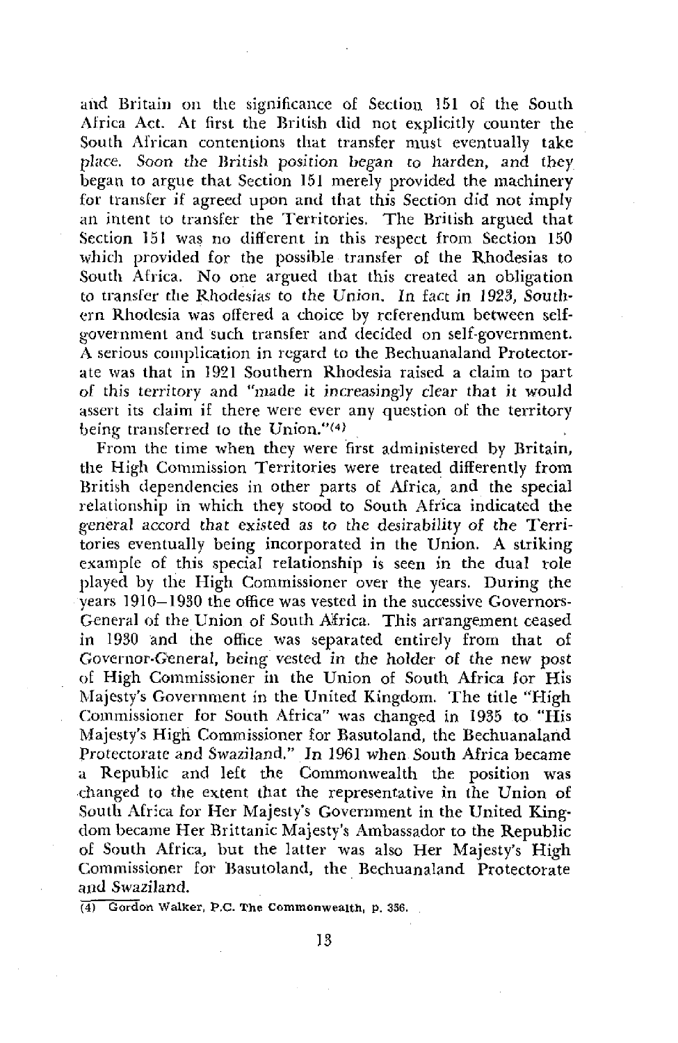and Britain on the significance of Section 151 of the South Africa Act. At first the British did not explicitly counter the South African contentions that transfer must eventually take place. Soon the British position began to harden, and they began to argue that Section 151 merely provided the machinery for transfer if agreed upon and that this Section did not imply an intent to transfer the Territories. The British argued that Section 151 was no different in this respect from Section 150 which provided for the possible transfer of the Rhodesias to South Africa. No one argued that this created an obligation to transfer the Rhodesias to the Union. In fact in 1923, Southern Rhodesia was offered a choice by referendum between self-government and such transfer and decided on self-government. A serious complication in regard to the Bechuanaland Protectorate was that in 1921 Southern Rhodesia raised a claim to part of this territory and "made it increasingly clear that it would assert its claim if there were ever any question of the territory being transferred to the Union."[4]

From the time when they were first administered by Britain, the High Commission Territories were treated differently from British dependencies in other parts of Africa, and the special relationship in which they stood to South Africa indicated the general accord that existed as to the desirability of the Territories eventually being incorporated in the Union. A striking example of this special relationship is seen in the dual role played by the High Commissioner over the years. During the years 1910—1930 the office was vested in the successive Governors-General of the Union of South Africa. This arrangement ceased in 1930 and the office was separated entirely from that of Governor-General, being vested in the holder of the new post of High Commissioner in the Union of South Africa for His Majesty's Government in the United Kingdom. The title "High Commissioner for South Africa" was changed in 1935 to "His Majesty's High Commissioner for Basutoland, the Bechuanaland Protectorate and Swaziland." In 1961 when South Africa became a Republic and left the Commonwealth the position was changed to the extent that the representative in the Union of South Africa for Her Majesty's Government in the United Kingdom became Her Brittanic Majesty's Ambassador to the Republic of South Africa, but the latter was also Her Majesty's High Commissioner for Basutoland, the Bechuanaland Protectorate and Swaziland.

(4) Gordon Walker, P.C. The Commonwealth, p. 336.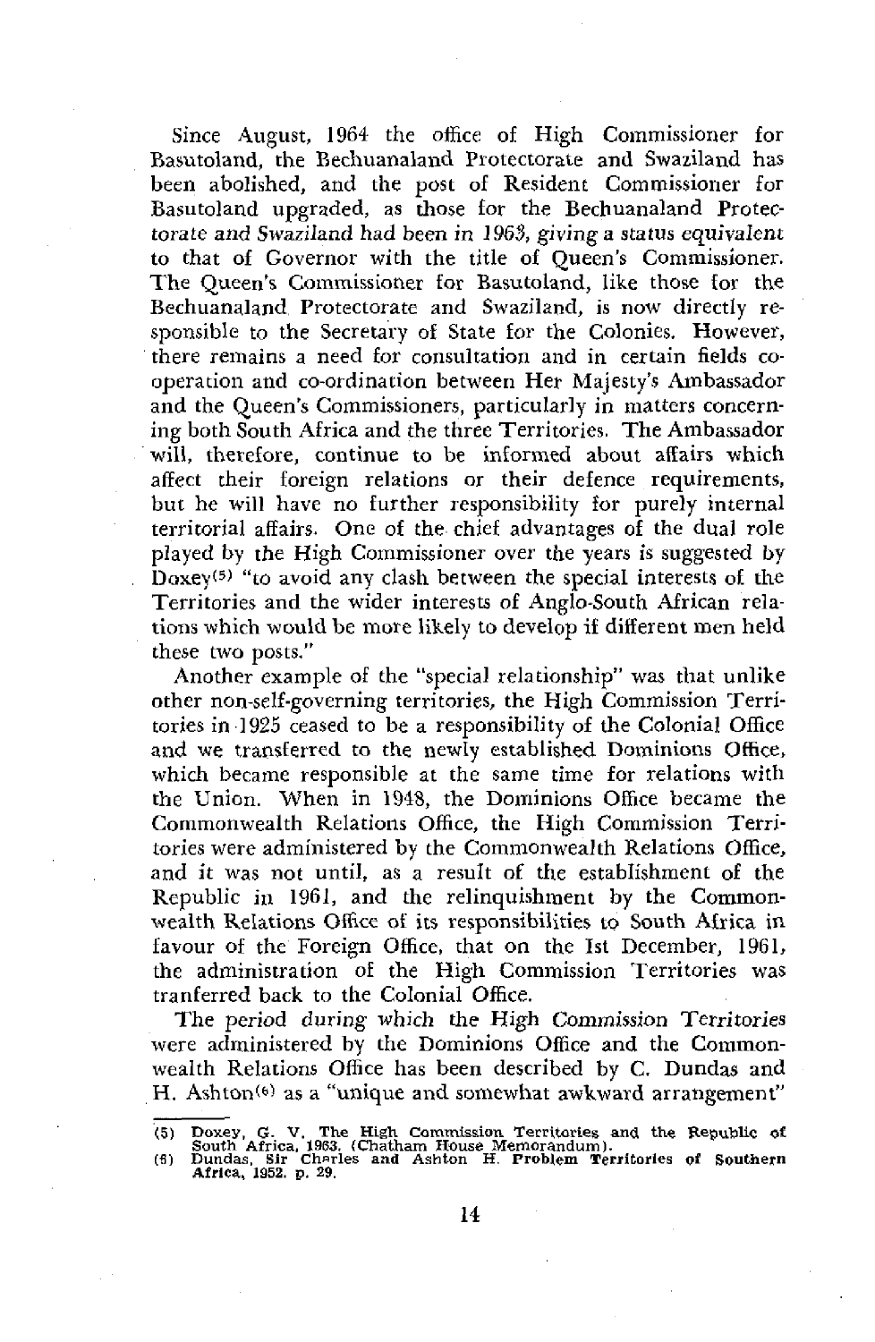Since August, 1964 the office of High Commissioner for Basutoland, the Bechuanaland Protectorate and Swaziland has been abolished, and the post of Resident Commissioner for Basutoland upgraded, as those for the Bechuanaland Protectorate and Swaziland had been in 1963, giving a status equivalent to that of Governor with the title of Queen's Commissioner. The Queen's Commissioner for Basutoland, like those for the Bechuanaland Protectorate and Swaziland, is now directly responsible to the Secretary of State for the Colonies. However, there remains a need for consultation and in certain fields cooperation and co-ordination between Her Majesty's Ambassador and the Queen's Commissioners, particularly in matters concerning both South Africa and the three Territories. The Ambassador will, therefore, continue to be informed about affairs which affect their foreign relations or their defence requirements, but he will have no further responsibility for purely internal territorial affairs. One of the chief advantages of the dual role played by the High Commissioner over the years is suggested by Doxey[5] "to avoid any clash between the special interests of the Territories and the wider interests of Anglo-South African relations which would be more likely to develop if different men held these two posts."

Another example of the "special relationship" was that unlike other non-self-governing territories, the High Commission Territories in 1925 ceased to be a responsibility of the Colonial Office and we transferred to the newly established Dominions Office, which became responsible at the same time for relations with the Union. When in 1948, the Dominions Office became the Commonwealth Relations Office, the High Commission Territories were administered by the Commonwealth Relations Office, and it was not until, as a result of the establishment of the Republic in 1961, and the relinquishment by the Commonwealth Relations Office of its responsibilities to South Africa in favour of the Foreign Office, that on the 1st December, 1961, the administration of the High Commission Territories was tranferred back to the Colonial Office.

The period during which the High Commission Territories were administered by the Dominions Office and the Commonwealth Relations Office has been described by C. Dundas and H. Ashton[6] as a "unique and somewhat awkward arrangement"

(5) Doxey, G. V. The High Commission Territories and the Republic of South Africa, 1963. (Chatham House Memorandum).
(6) Dundas, Sir Charles and Ashton H. Problem Territories of Southern Africa, 1952. p. 29.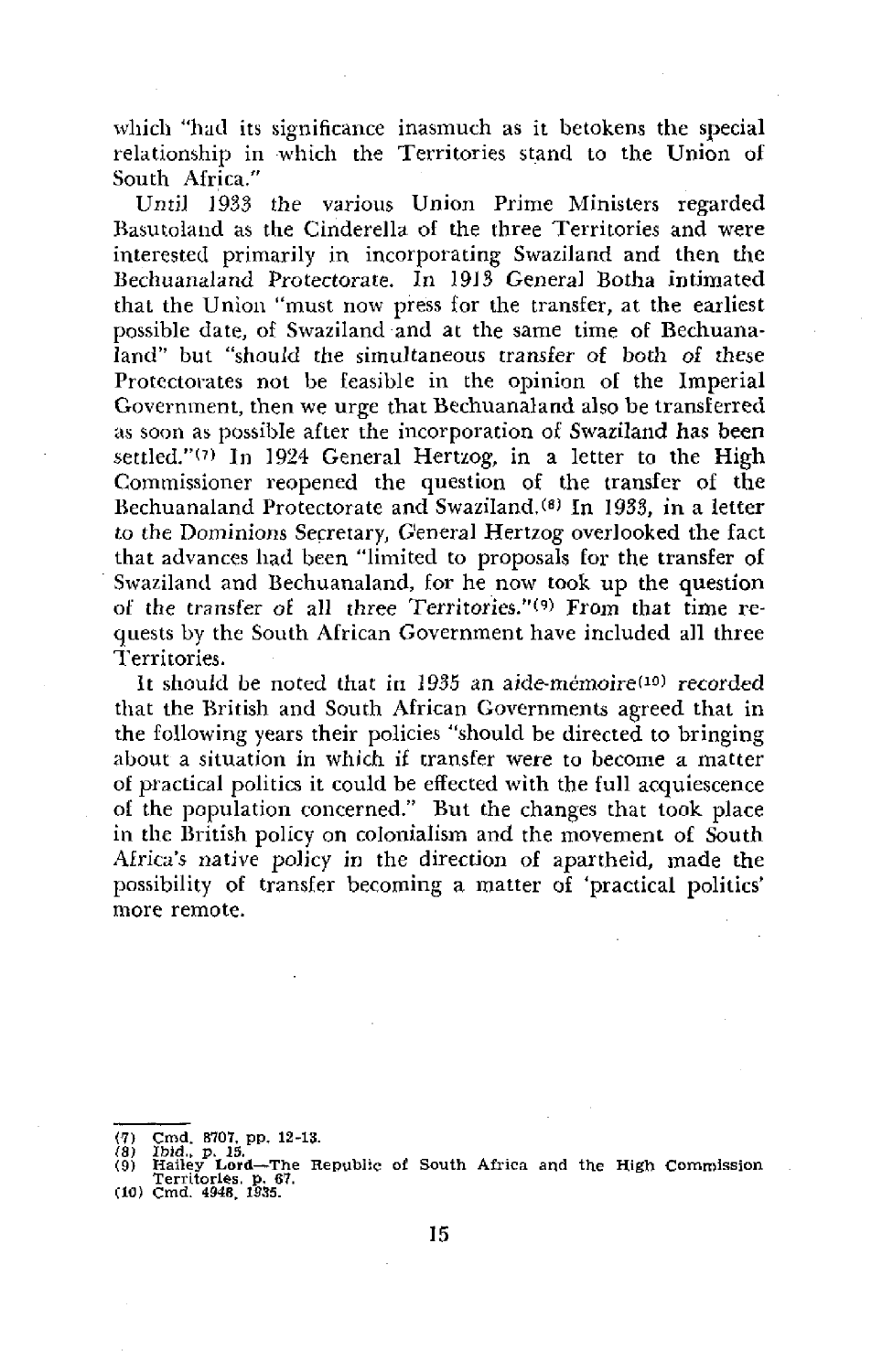which "had its significance inasmuch as it betokens the special relationship in which the Territories stand to the Union of South Africa."

Until 1933 the various Union Prime Ministers regarded Basutoland as the Cinderella of the three Territories and were interested primarily in incorporating Swaziland and then the Bechuanaland Protectorate. In 1913 General Botha intimated that the Union "must now press for the transfer, at the earliest possible date, of Swaziland and at the same time of Bechuanaland" but "should the simultaneous transfer of both of these Protectorates not be feasible in the opinion of the Imperial Government, then we urge that Bechuanaland also be transferred as soon as possible after the incorporation of Swaziland has been settled."[7] In 1924 General Hertzog, in a letter to the High Commissioner reopened the question of the transfer of the Bechuanaland Protectorate and Swaziland.[8] In 1933, in a letter to the Dominions Secretary, General Hertzog overlooked the fact that advances had been "limited to proposals for the transfer of Swaziland and Bechuanaland, for he now took up the question of the transfer of all three Territories."[9] From that time requests by the South African Government have included all three Territories.

It should be noted that in 1935 an *aide-mémoire*[10] recorded that the British and South African Governments agreed that in the following years their policies "should be directed to bringing about a situation in which if transfer were to become a matter of practical politics it could be effected with the full acquiescence of the population concerned." But the changes that took place in the British policy on colonialism and the movement of South Africa's native policy in the direction of apartheid, made the possibility of transfer becoming a matter of 'practical politics' more remote.

---

(7) Cmd. 8707, pp. 12-13.
(8) Ibid., p. 15.
(9) Hailey Lord—The Republic of South Africa and the High Commission Territories. p. 67.
(10) Cmd. 4948, 1935.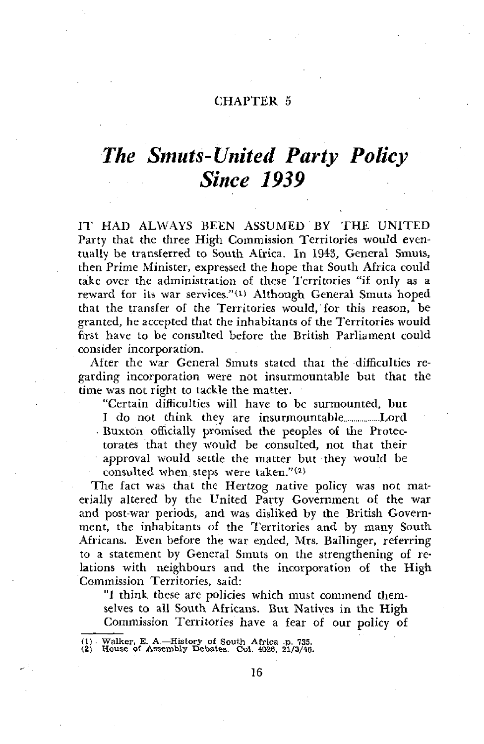CHAPTER 5

# *The Smuts-United Party Policy Since 1939*

IT HAD ALWAYS BEEN ASSUMED BY THE UNITED Party that the three High Commission Territories would eventually be transferred to South Africa. In 1943, General Smuts, then Prime Minister, expressed the hope that South Africa could take over the administration of these Territories "if only as a reward for its war services."[1] Although General Smuts hoped that the transfer of the Territories would, for this reason, be granted, he accepted that the inhabitants of the Territories would first have to be consulted before the British Parliament could consider incorporation.

After the war General Smuts stated that the difficulties regarding incorporation were not insurmountable but that the time was not right to tackle the matter.

> "Certain difficulties will have to be surmounted, but I do not think they are insurmountable..................Lord Buxton officially promised the peoples of the Protectorates that they would be consulted, not that their approval would settle the matter but they would be consulted when steps were taken."[2]

The fact was that the Hertzog native policy was not materially altered by the United Party Government of the war and post-war periods, and was disliked by the British Government, the inhabitants of the Territories and by many South Africans. Even before the war ended, Mrs. Ballinger, referring to a statement by General Smuts on the strengthening of relations with neighbours and the incorporation of the High Commission Territories, said:

> "I think these are policies which must commend themselves to all South Africans. But Natives in the High Commission Territories have a fear of our policy of

---

(1) Walker, E. A.—History of South Africa p. 735.
(2) House of Assembly Debates. Col. 4026, 21/3/46.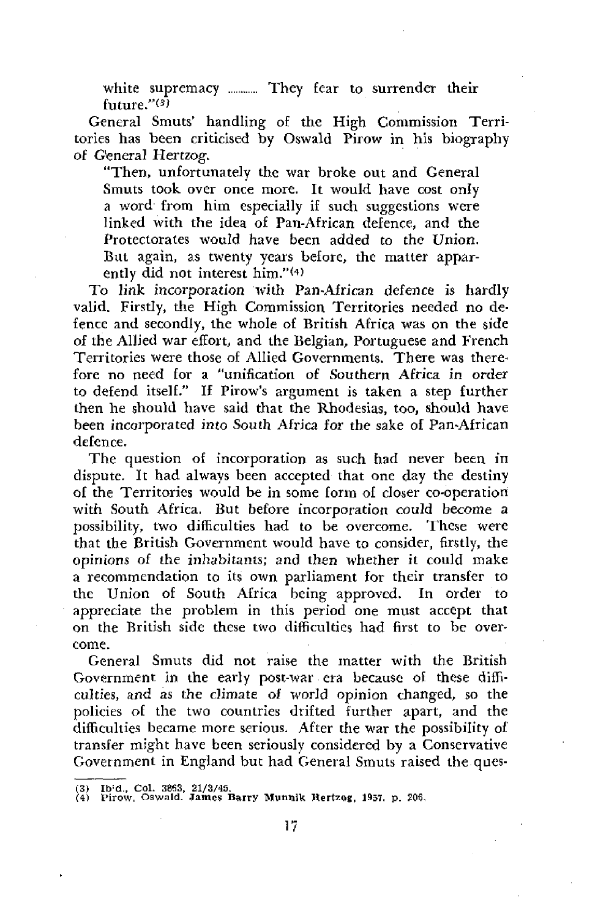white supremacy .......... They fear to surrender their future."[3]

General Smuts' handling of the High Commission Territories has been criticised by Oswald Pirow in his biography of General Hertzog.

> "Then, unfortunately the war broke out and General Smuts took over once more. It would have cost only a word from him especially if such suggestions were linked with the idea of Pan-African defence, and the Protectorates would have been added to the Union. But again, as twenty years before, the matter apparently did not interest him."[4]

To link incorporation with Pan-African defence is hardly valid. Firstly, the High Commission Territories needed no defence and secondly, the whole of British Africa was on the side of the Allied war effort, and the Belgian, Portuguese and French Territories were those of Allied Governments. There was therefore no need for a "unification of Southern Africa in order to defend itself." If Pirow's argument is taken a step further then he should have said that the Rhodesias, too, should have been incorporated into South Africa for the sake of Pan-African defence.

The question of incorporation as such had never been in dispute. It had always been accepted that one day the destiny of the Territories would be in some form of closer co-operation with South Africa. But before incorporation could become a possibility, two difficulties had to be overcome. These were that the British Government would have to consider, firstly, the opinions of the inhabitants; and then whether it could make a recommendation to its own parliament for their transfer to the Union of South Africa being approved. In order to appreciate the problem in this period one must accept that on the British side these two difficulties had first to be overcome.

General Smuts did not raise the matter with the British Government in the early post-war era because of these difficulties, and as the climate of world opinion changed, so the policies of the two countries drifted further apart, and the difficulties became more serious. After the war the possibility of transfer might have been seriously considered by a Conservative Government in England but had General Smuts raised the ques-

(3) Ibid., Col. 3863, 21/3/45.
(4) Pirow, Oswald. James Barry Munnik Hertzog, 1957, p. 206.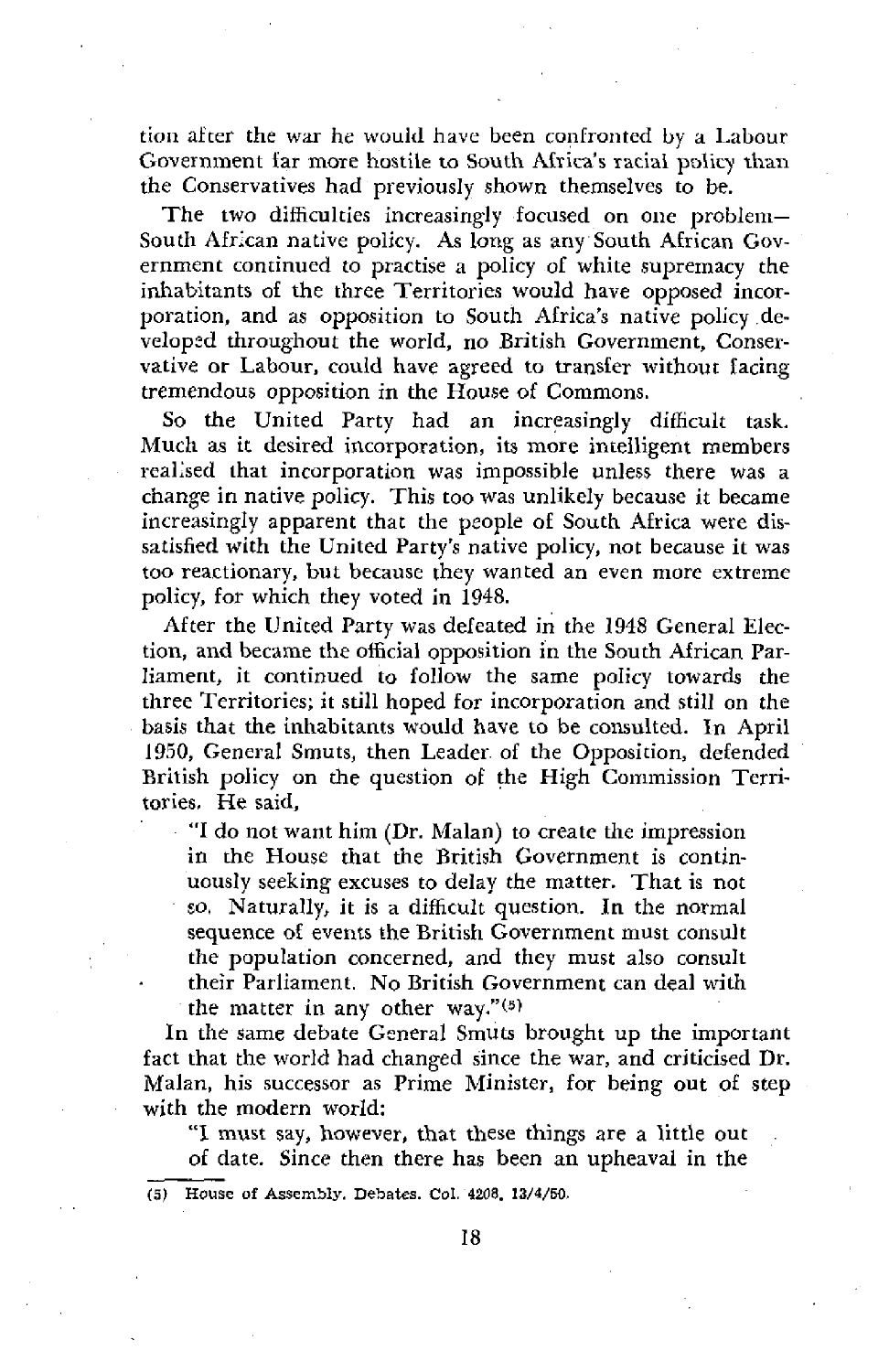tion after the war he would have been confronted by a Labour Government far more hostile to South Africa's racial policy than the Conservatives had previously shown themselves to be.

The two difficulties increasingly focused on one problem—South African native policy. As long as any South African Government continued to practise a policy of white supremacy the inhabitants of the three Territories would have opposed incorporation, and as opposition to South Africa's native policy developed throughout the world, no British Government, Conservative or Labour, could have agreed to transfer without facing tremendous opposition in the House of Commons.

So the United Party had an increasingly difficult task. Much as it desired incorporation, its more intelligent members realised that incorporation was impossible unless there was a change in native policy. This too was unlikely because it became increasingly apparent that the people of South Africa were dissatisfied with the United Party's native policy, not because it was too reactionary, but because they wanted an even more extreme policy, for which they voted in 1948.

After the United Party was defeated in the 1948 General Election, and became the official opposition in the South African Parliament, it continued to follow the same policy towards the three Territories; it still hoped for incorporation and still on the basis that the inhabitants would have to be consulted. In April 1950, General Smuts, then Leader of the Opposition, defended British policy on the question of the High Commission Territories. He said,

> "I do not want him (Dr. Malan) to create the impression in the House that the British Government is continuously seeking excuses to delay the matter. That is not so. Naturally, it is a difficult question. In the normal sequence of events the British Government must consult the population concerned, and they must also consult their Parliament. No British Government can deal with the matter in any other way."[5]

In the same debate General Smuts brought up the important fact that the world had changed since the war, and criticised Dr. Malan, his successor as Prime Minister, for being out of step with the modern world:

> "I must say, however, that these things are a little out of date. Since then there has been an upheaval in the

(5) House of Assembly. Debates. Col. 4208. 13/4/50.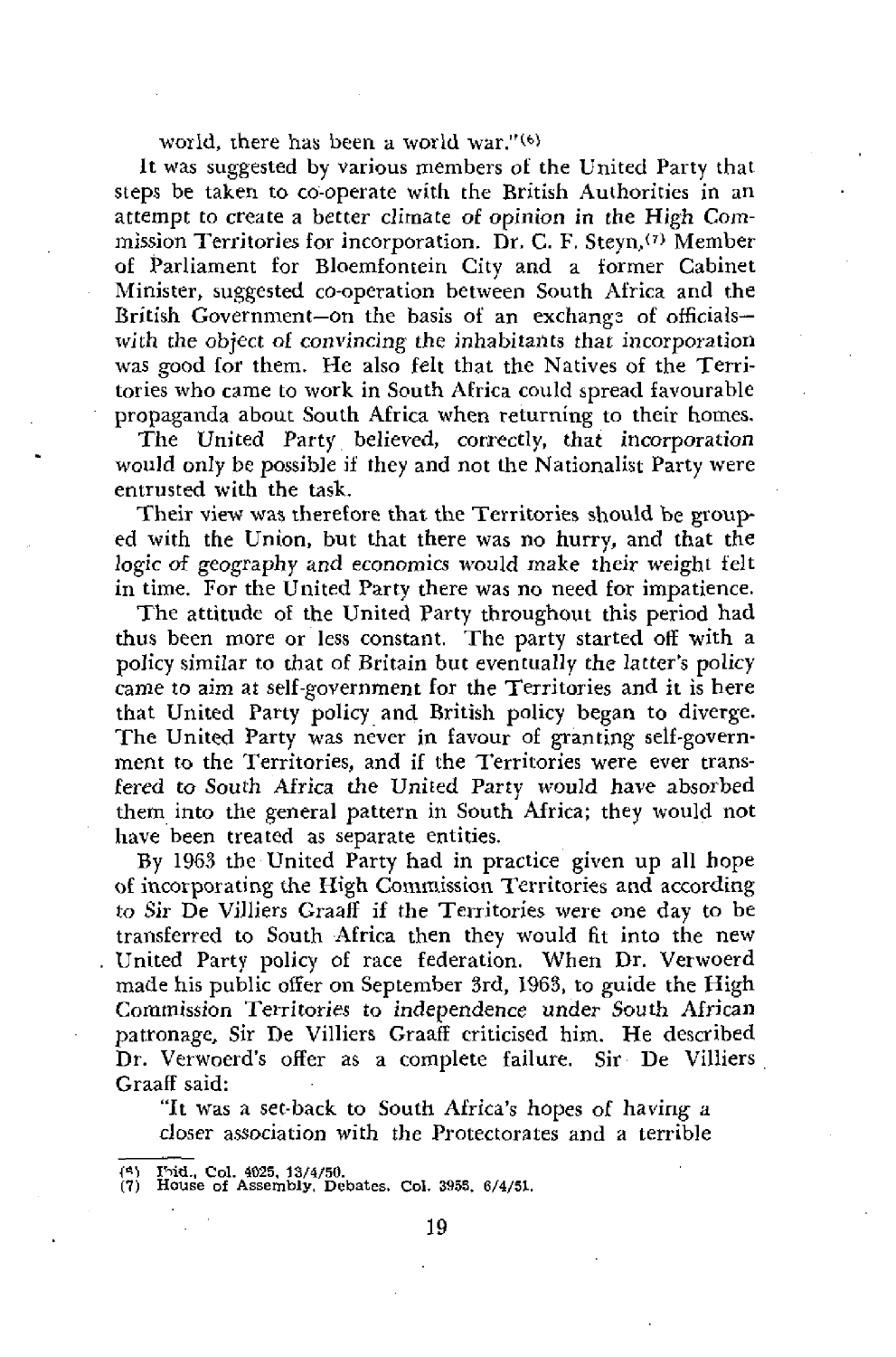world, there has been a world war."[6]

It was suggested by various members of the United Party that steps be taken to co-operate with the British Authorities in an attempt to create a better climate of opinion in the High Commission Territories for incorporation. Dr. C. F. Steyn,[7] Member of Parliament for Bloemfontein City and a former Cabinet Minister, suggested co-operation between South Africa and the British Government—on the basis of an exchange of officials—with the object of convincing the inhabitants that incorporation was good for them. He also felt that the Natives of the Territories who came to work in South Africa could spread favourable propaganda about South Africa when returning to their homes.

The United Party believed, correctly, that incorporation would only be possible if they and not the Nationalist Party were entrusted with the task.

Their view was therefore that the Territories should be grouped with the Union, but that there was no hurry, and that the logic of geography and economics would make their weight felt in time. For the United Party there was no need for impatience.

The attitude of the United Party throughout this period had thus been more or less constant. The party started off with a policy similar to that of Britain but eventually the latter's policy came to aim at self-government for the Territories and it is here that United Party policy and British policy began to diverge. The United Party was never in favour of granting self-government to the Territories, and if the Territories were ever transfered to South Africa the United Party would have absorbed them into the general pattern in South Africa; they would not have been treated as separate entities.

By 1963 the United Party had in practice given up all hope of incorporating the High Commission Territories and according to Sir De Villiers Graaff if the Territories were one day to be transferred to South Africa then they would fit into the new United Party policy of race federation. When Dr. Verwoerd made his public offer on September 3rd, 1963, to guide the High Commission Territories to independence under South African patronage, Sir De Villiers Graaff criticised him. He described Dr. Verwoerd's offer as a complete failure. Sir De Villiers Graaff said:

"It was a set-back to South Africa's hopes of having a closer association with the Protectorates and a terrible

(6) Ibid., Col. 4025, 13/4/50.
(7) House of Assembly, Debates. Col. 3955, 6/4/51.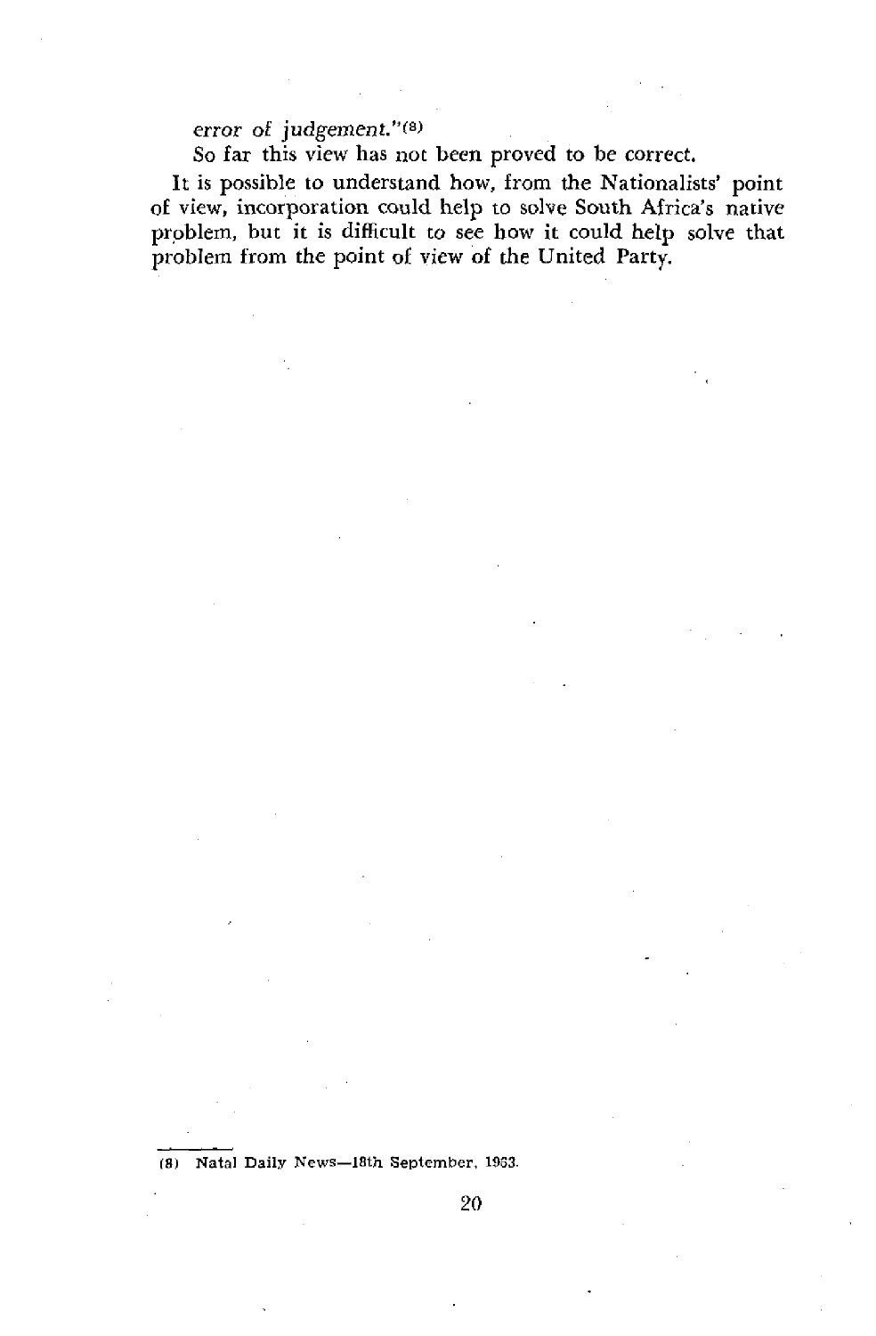*error of judgement.*"[8]

So far this view has not been proved to be correct.

It is possible to understand how, from the Nationalists' point of view, incorporation could help to solve South Africa's native problem, but it is difficult to see how it could help solve that problem from the point of view of the United Party.

---

(8) Natal Daily News—18th September, 1963.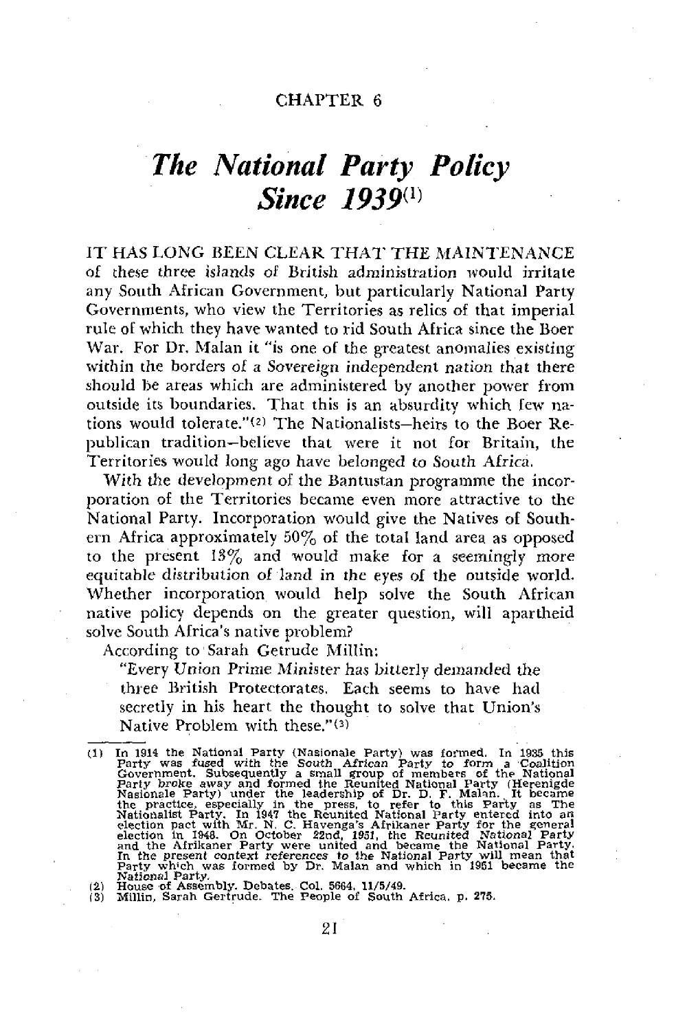CHAPTER 6

# *The National Party Policy Since 1939*[1]

IT HAS LONG BEEN CLEAR THAT THE MAINTENANCE of these three islands of British administration would irritate any South African Government, but particularly National Party Governments, who view the Territories as relics of that imperial rule of which they have wanted to rid South Africa since the Boer War. For Dr. Malan it "is one of the greatest anomalies existing within the borders of a Sovereign independent nation that there should be areas which are administered by another power from outside its boundaries. That this is an absurdity which few nations would tolerate."[2] The Nationalists—heirs to the Boer Republican tradition—believe that were it not for Britain, the Territories would long ago have belonged to South Africa.

With the development of the Bantustan programme the incorporation of the Territories became even more attractive to the National Party. Incorporation would give the Natives of Southern Africa approximately 50% of the total land area as opposed to the present 13% and would make for a seemingly more equitable distribution of land in the eyes of the outside world. Whether incorporation would help solve the South African native policy depends on the greater question, will apartheid solve South Africa's native problem?

According to Sarah Getrude Millin:

> "Every Union Prime Minister has bitterly demanded the three British Protectorates. Each seems to have had secretly in his heart the thought to solve that Union's Native Problem with these."[3]

---

(1) In 1914 the National Party (Nasionale Party) was formed. In 1935 this Party was fused with the South African Party to form a Coalition Government. Subsequently a small group of members of the National Party broke away and formed the Reunited National Party (Herenigde Nasionale Party) under the leadership of Dr. D. F. Malan. It became the practice, especially in the press, to refer to this Party as The Nationalist Party. In 1947 the Reunited National Party entered into an election pact with Mr. N. C. Havenga's Afrikaner Party for the general election in 1948. On October 22nd, 1951, the Reunited National Party and the Afrikaner Party were united and became the National Party. In the present context references to the National Party will mean that Party which was formed by Dr. Malan and which in 1951 became the National Party.

(2) House of Assembly. Debates. Col. 5664. 11/5/49.

(3) Millin, Sarah Gertrude. The People of South Africa, p. 275.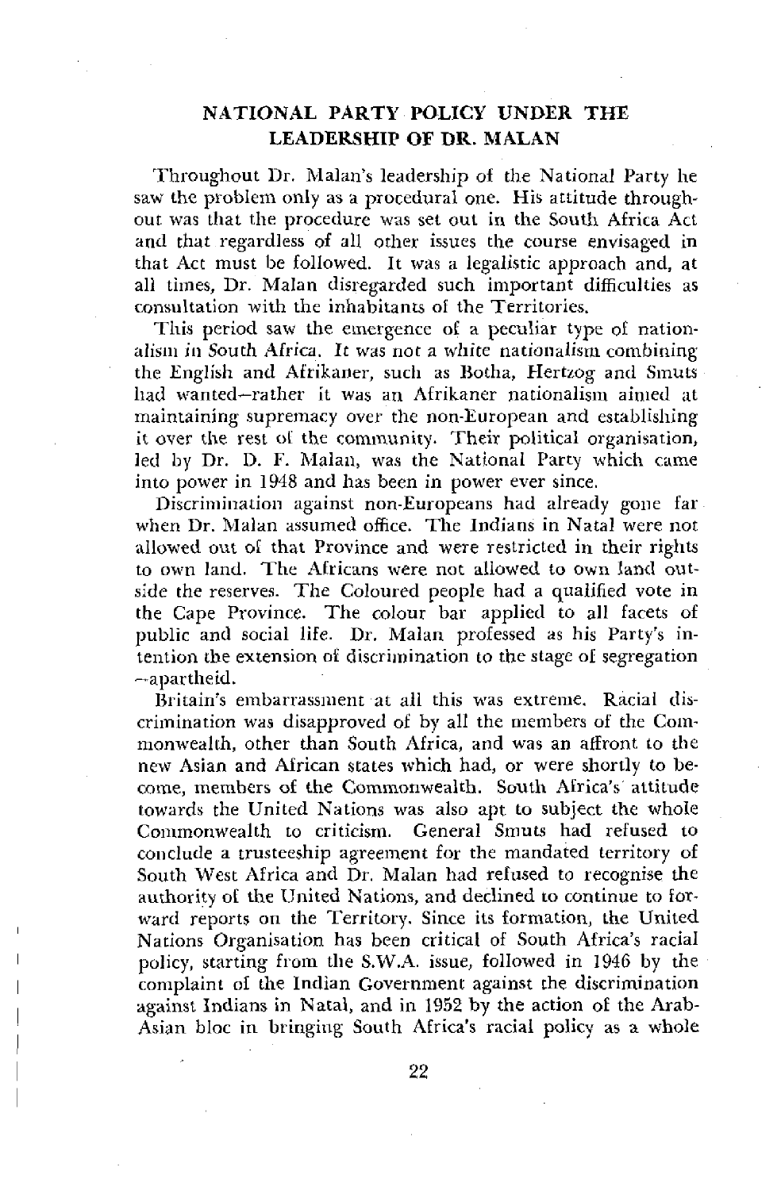## NATIONAL PARTY POLICY UNDER THE LEADERSHIP OF DR. MALAN

Throughout Dr. Malan's leadership of the National Party he saw the problem only as a procedural one. His attitude throughout was that the procedure was set out in the South Africa Act and that regardless of all other issues the course envisaged in that Act must be followed. It was a legalistic approach and, at all times, Dr. Malan disregarded such important difficulties as consultation with the inhabitants of the Territories.

This period saw the emergence of a peculiar type of nationalism in South Africa. It was not a white nationalism combining the English and Afrikaner, such as Botha, Hertzog and Smuts had wanted—rather it was an Afrikaner nationalism aimed at maintaining supremacy over the non-European and establishing it over the rest of the community. Their political organisation, led by Dr. D. F. Malan, was the National Party which came into power in 1948 and has been in power ever since.

Discrimination against non-Europeans had already gone far when Dr. Malan assumed office. The Indians in Natal were not allowed out of that Province and were restricted in their rights to own land. The Africans were not allowed to own land outside the reserves. The Coloured people had a qualified vote in the Cape Province. The colour bar applied to all facets of public and social life. Dr. Malan professed as his Party's intention the extension of discrimination to the stage of segregation —apartheid.

Britain's embarrassment at all this was extreme. Racial discrimination was disapproved of by all the members of the Commonwealth, other than South Africa, and was an affront to the new Asian and African states which had, or were shortly to become, members of the Commonwealth. South Africa's attitude towards the United Nations was also apt to subject the whole Commonwealth to criticism. General Smuts had refused to conclude a trusteeship agreement for the mandated territory of South West Africa and Dr. Malan had refused to recognise the authority of the United Nations, and declined to continue to forward reports on the Territory. Since its formation, the United Nations Organisation has been critical of South Africa's racial policy, starting from the S.W.A. issue, followed in 1946 by the complaint of the Indian Government against the discrimination against Indians in Natal, and in 1952 by the action of the Arab-Asian bloc in bringing South Africa's racial policy as a whole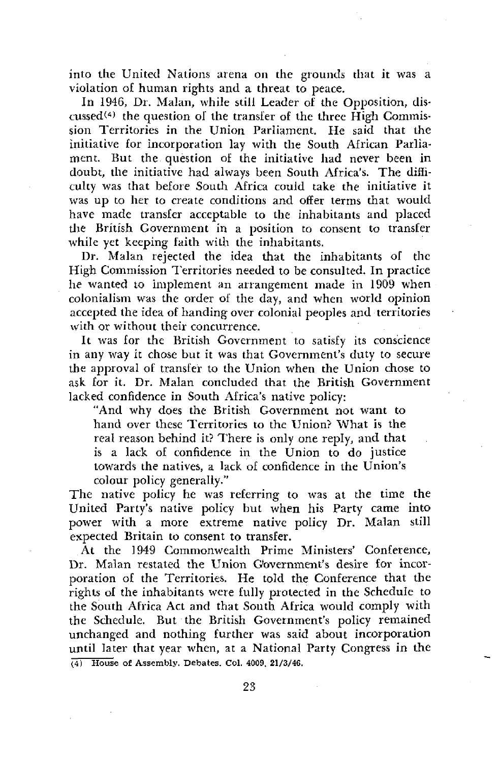into the United Nations arena on the grounds that it was a violation of human rights and a threat to peace.

In 1946, Dr. Malan, while still Leader of the Opposition, discussed[4] the question of the transfer of the three High Commission Territories in the Union Parliament. He said that the initiative for incorporation lay with the South African Parliament. But the question of the initiative had never been in doubt, the initiative had always been South Africa's. The difficulty was that before South Africa could take the initiative it was up to her to create conditions and offer terms that would have made transfer acceptable to the inhabitants and placed the British Government in a position to consent to transfer while yet keeping faith with the inhabitants.

Dr. Malan rejected the idea that the inhabitants of the High Commission Territories needed to be consulted. In practice he wanted to implement an arrangement made in 1909 when colonialism was the order of the day, and when world opinion accepted the idea of handing over colonial peoples and territories with or without their concurrence.

It was for the British Government to satisfy its conscience in any way it chose but it was that Government's duty to secure the approval of transfer to the Union when the Union chose to ask for it. Dr. Malan concluded that the British Government lacked confidence in South Africa's native policy:

> "And why does the British Government not want to hand over these Territories to the Union? What is the real reason behind it? There is only one reply, and that is a lack of confidence in the Union to do justice towards the natives, a lack of confidence in the Union's colour policy generally."

The native policy he was referring to was at the time the United Party's native policy but when his Party came into power with a more extreme native policy Dr. Malan still expected Britain to consent to transfer.

At the 1949 Commonwealth Prime Ministers' Conference, Dr. Malan restated the Union Government's desire for incorporation of the Territories. He told the Conference that the rights of the inhabitants were fully protected in the Schedule to the South Africa Act and that South Africa would comply with the Schedule. But the British Government's policy remained unchanged and nothing further was said about incorporation until later that year when, at a National Party Congress in the

(4) House of Assembly. Debates. Col. 4009. 21/3/46.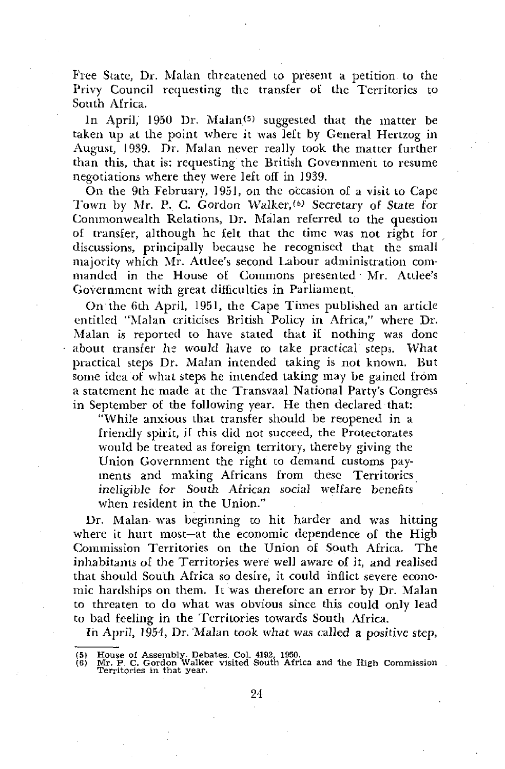Free State, Dr. Malan threatened to present a petition to the Privy Council requesting the transfer of the Territories to South Africa.

In April, 1950 Dr. Malan[5] suggested that the matter be taken up at the point where it was left by General Hertzog in August, 1939. Dr. Malan never really took the matter further than this, that is: requesting the British Government to resume negotiations where they were left off in 1939.

On the 9th February, 1951, on the occasion of a visit to Cape Town by Mr. P. C. Gordon Walker,[6] Secretary of State for Commonwealth Relations, Dr. Malan referred to the question of transfer, although he felt that the time was not right for discussions, principally because he recognised that the small majority which Mr. Attlee's second Labour administration commanded in the House of Commons presented Mr. Attlee's Government with great difficulties in Parliament.

On the 6th April, 1951, the Cape Times published an article entitled "Malan criticises British Policy in Africa," where Dr. Malan is reported to have stated that if nothing was done about transfer he would have to take practical steps. What practical steps Dr. Malan intended taking is not known. But some idea of what steps he intended taking may be gained from a statement he made at the Transvaal National Party's Congress in September of the following year. He then declared that:

> "While anxious that transfer should be reopened in a friendly spirit, if this did not succeed, the Protectorates would be treated as foreign territory, thereby giving the Union Government the right to demand customs payments and making Africans from these Territories *ineligible for South African social welfare benefits* when resident in the Union."

Dr. Malan was beginning to hit harder and was hitting where it hurt most—at the economic dependence of the High Commission Territories on the Union of South Africa. The inhabitants of the Territories were well aware of it, and realised that should South Africa so desire, it could inflict severe economic hardships on them. It was therefore an error by Dr. Malan to threaten to do what was obvious since this could only lead to bad feeling in the Territories towards South Africa.

In April, 1954, Dr. Malan took what was called a positive step,

---

(5) House of Assembly. Debates. Col. 4192, 1950.
(6) Mr. P. C. Gordon Walker visited South Africa and the High Commission Territories in that year.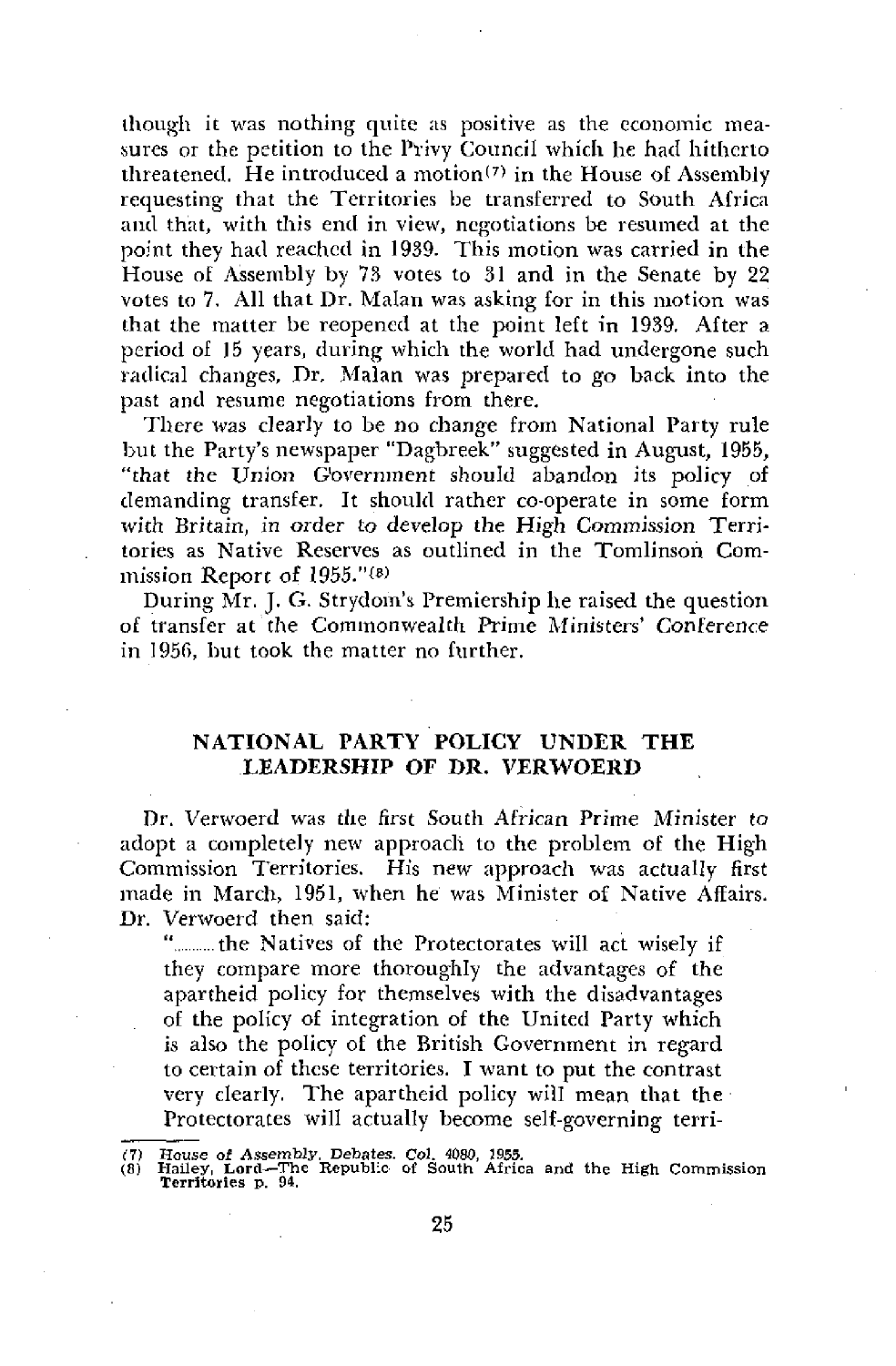though it was nothing quite as positive as the economic measures or the petition to the Privy Council which he had hitherto threatened. He introduced a motion[7] in the House of Assembly requesting that the Territories be transferred to South Africa and that, with this end in view, negotiations be resumed at the point they had reached in 1939. This motion was carried in the House of Assembly by 73 votes to 31 and in the Senate by 22 votes to 7. All that Dr. Malan was asking for in this motion was that the matter be reopened at the point left in 1939. After a period of 15 years, during which the world had undergone such radical changes, Dr. Malan was prepared to go back into the past and resume negotiations from there.

There was clearly to be no change from National Party rule but the Party's newspaper "Dagbreek" suggested in August, 1955, "that the Union Government should abandon its policy of demanding transfer. It should rather co-operate in some form with Britain, in order to develop the High Commission Territories as Native Reserves as outlined in the Tomlinson Commission Report of 1955."[8]

During Mr. J. G. Strydom's Premiership he raised the question of transfer at the Commonwealth Prime Ministers' Conference in 1956, but took the matter no further.

## NATIONAL PARTY POLICY UNDER THE LEADERSHIP OF DR. VERWOERD

Dr. Verwoerd was the first South African Prime Minister to adopt a completely new approach to the problem of the High Commission Territories. His new approach was actually first made in March, 1951, when he was Minister of Native Affairs. Dr. Verwoerd then said:

> "......... the Natives of the Protectorates will act wisely if they compare more thoroughly the advantages of the apartheid policy for themselves with the disadvantages of the policy of integration of the United Party which is also the policy of the British Government in regard to certain of these territories. I want to put the contrast very clearly. The apartheid policy will mean that the Protectorates will actually become self-governing terri-

(7) House of Assembly. Debates. Col. 4080, 1955.
(8) Hailey, Lord—The Republic of South Africa and the High Commission Territories p. 94.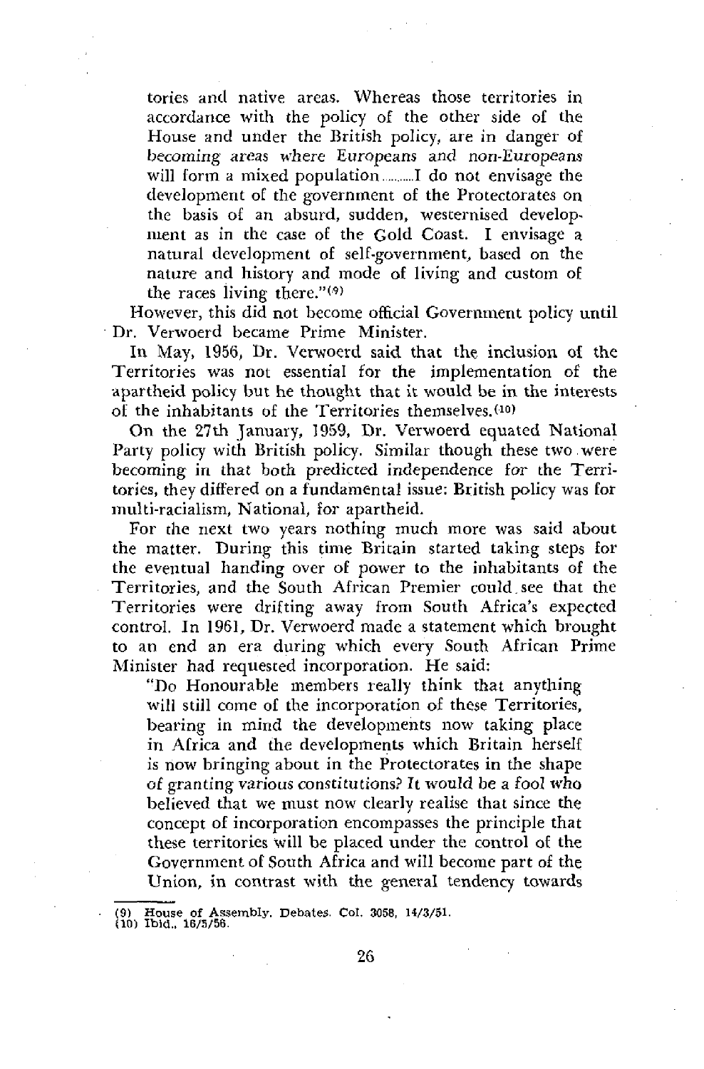tories and native areas. Whereas those territories in accordance with the policy of the other side of the House and under the British policy, are in danger of *becoming areas where Europeans and non-Europeans* will form a mixed population..........I do not envisage the development of the government of the Protectorates on the basis of an absurd, sudden, westernised development as in the case of the Gold Coast. I envisage a natural development of self-government, based on the nature and history and mode of living and custom of the races living there."[9]

However, this did not become official Government policy until Dr. Verwoerd became Prime Minister.

In May, 1956, Dr. Verwoerd said that the inclusion of the Territories was not essential for the implementation of the apartheid policy but he thought that it would be in the interests of the inhabitants of the Territories themselves.[10]

On the 27th January, 1959, Dr. Verwoerd equated National Party policy with British policy. Similar though these two were becoming in that both predicted independence for the Territories, they differed on a fundamental issue: British policy was for multi-racialism, National, for apartheid.

For the next two years nothing much more was said about the matter. During this time Britain started taking steps for the eventual handing over of power to the inhabitants of the Territories, and the South African Premier could see that the Territories were drifting away from South Africa's expected control. In 1961, Dr. Verwoerd made a statement which brought to an end an era during which every South African Prime Minister had requested incorporation. He said:

"Do Honourable members really think that anything will still come of the incorporation of these Territories, bearing in mind the developments now taking place in Africa and the developments which Britain herself is now bringing about in the Protectorates in the shape of granting various constitutions? It would be a fool who believed that we must now clearly realise that since the concept of incorporation encompasses the principle that these territories will be placed under the control of the Government of South Africa and will become part of the Union, in contrast with the general tendency towards

(9) House of Assembly. Debates. Col. 3058, 14/3/51.
(10) Ibid., 16/5/56.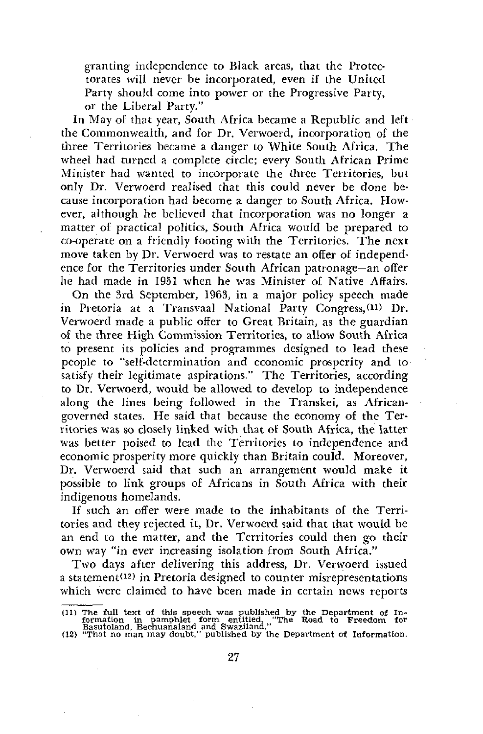granting independence to Black areas, that the Protectorates will never be incorporated, even if the United Party should come into power or the Progressive Party, or the Liberal Party."

In May of that year, South Africa became a Republic and left the Commonwealth, and for Dr. Verwoerd, incorporation of the three Territories became a danger to White South Africa. The wheel had turned a complete circle; every South African Prime Minister had wanted to incorporate the three Territories, but only Dr. Verwoerd realised that this could never be done because incorporation had become a danger to South Africa. However, although he believed that incorporation was no longer a matter of practical politics, South Africa would be prepared to co-operate on a friendly footing with the Territories. The next move taken by Dr. Verwoerd was to restate an offer of independence for the Territories under South African patronage—an offer he had made in 1951 when he was Minister of Native Affairs.

On the 3rd September, 1963, in a major policy speech made in Pretoria at a Transvaal National Party Congress,[11] Dr. Verwoerd made a public offer to Great Britain, as the guardian of the three High Commission Territories, to allow South Africa to present its policies and programmes designed to lead these people to "self-determination and economic prosperity and to satisfy their legitimate aspirations." The Territories, according to Dr. Verwoerd, would be allowed to develop to independence along the lines being followed in the Transkei, as African-governed states. He said that because the economy of the Territories was so closely linked with that of South Africa, the latter was better poised to lead the Territories to independence and economic prosperity more quickly than Britain could. Moreover, Dr. Verwoerd said that such an arrangement would make it possible to link groups of Africans in South Africa with their indigenous homelands.

If such an offer were made to the inhabitants of the Territories and they rejected it, Dr. Verwoerd said that that would be an end to the matter, and the Territories could then go their own way "in ever increasing isolation from South Africa."

Two days after delivering this address, Dr. Verwoerd issued a statement[12] in Pretoria designed to counter misrepresentations which were claimed to have been made in certain news reports

---

(11) The full text of this speech was published by the Department of Information in pamphlet form entitled, "The Road to Freedom for Basutoland, Bechuanaland and Swaziland."

(12) "That no man may doubt," published by the Department of Information.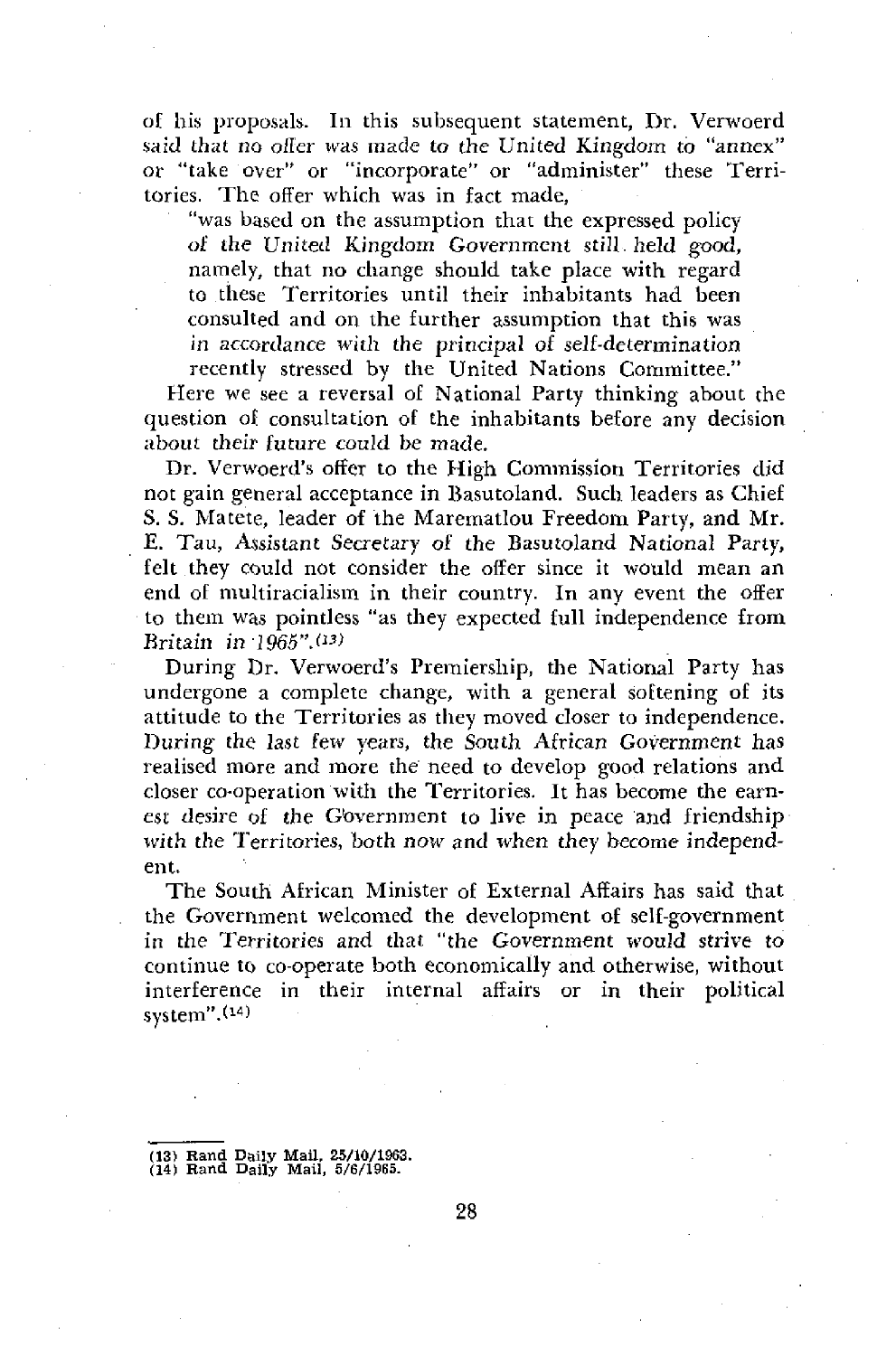of his proposals. In this subsequent statement, Dr. Verwoerd said that no offer was made to the United Kingdom to "annex" or "take over" or "incorporate" or "administer" these Territories. The offer which was in fact made,

> "was based on the assumption that the expressed policy of the United Kingdom Government still held good, namely, that no change should take place with regard to these Territories until their inhabitants had been consulted and on the further assumption that this was in accordance with the principal of self-determination recently stressed by the United Nations Committee."

Here we see a reversal of National Party thinking about the question of consultation of the inhabitants before any decision about their future could be made.

Dr. Verwoerd's offer to the High Commission Territories did not gain general acceptance in Basutoland. Such leaders as Chief S. S. Matete, leader of the Marematlou Freedom Party, and Mr. E. Tau, Assistant Secretary of the Basutoland National Party, felt they could not consider the offer since it would mean an end of multiracialism in their country. In any event the offer to them was pointless "as they expected full independence from Britain in 1965".(13)

During Dr. Verwoerd's Premiership, the National Party has undergone a complete change, with a general softening of its attitude to the Territories as they moved closer to independence. During the last few years, the South African Government has realised more and more the need to develop good relations and closer co-operation with the Territories. It has become the earnest desire of the Government to live in peace and friendship with the Territories, both now and when they become independent.

The South African Minister of External Affairs has said that the Government welcomed the development of self-government in the Territories and that "the Government would strive to continue to co-operate both economically and otherwise, without interference in their internal affairs or in their political system".(14)

---

(13) Rand Daily Mail, 25/10/1963.
(14) Rand Daily Mail, 5/6/1965.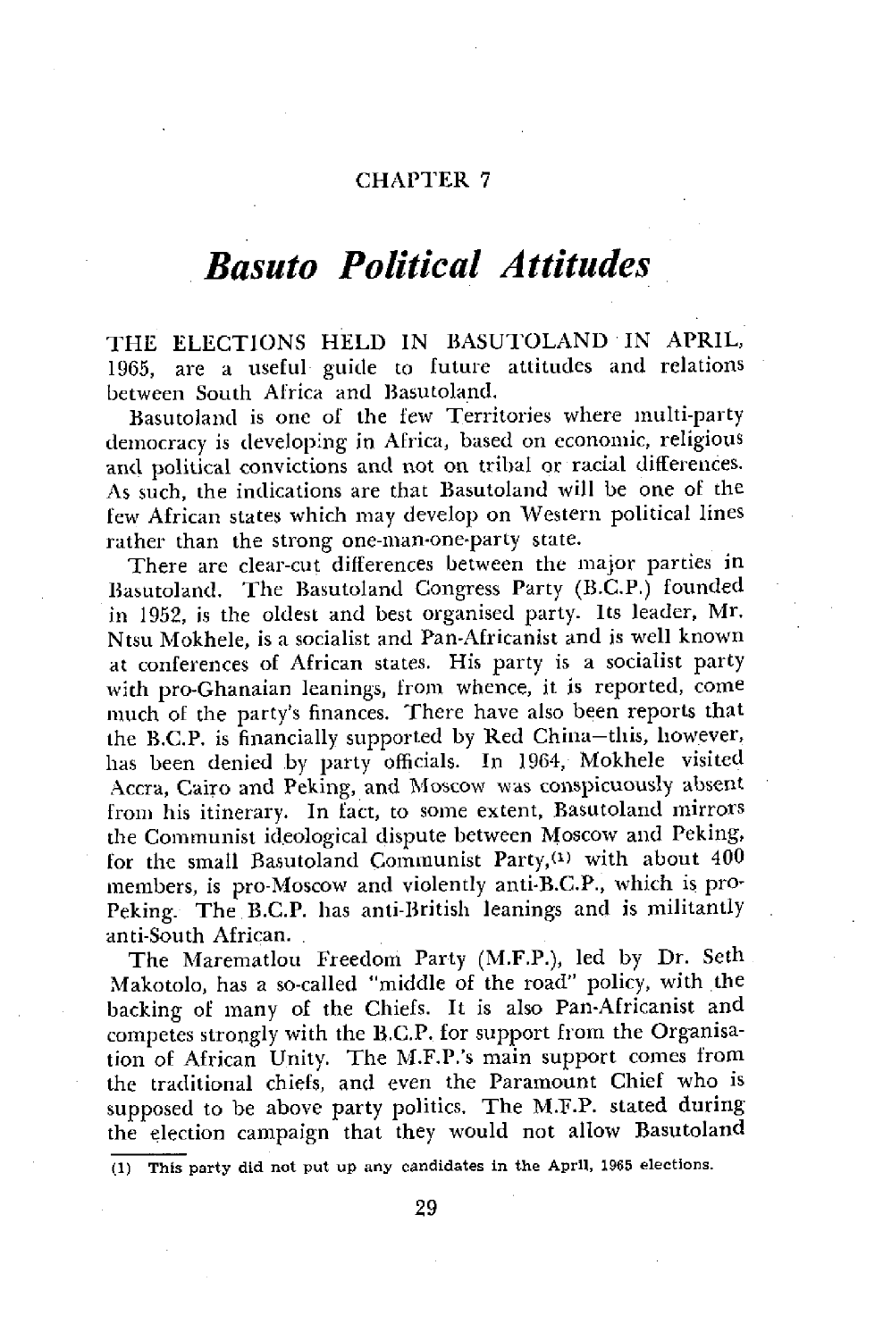CHAPTER 7

# *Basuto Political Attitudes*

THE ELECTIONS HELD IN BASUTOLAND IN APRIL, 1965, are a useful guide to future attitudes and relations between South Africa and Basutoland.

Basutoland is one of the few Territories where multi-party democracy is developing in Africa, based on economic, religious and political convictions and not on tribal or racial differences. As such, the indications are that Basutoland will be one of the few African states which may develop on Western political lines rather than the strong one-man-one-party state.

There are clear-cut differences between the major parties in Basutoland. The Basutoland Congress Party (B.C.P.) founded in 1952, is the oldest and best organised party. Its leader, Mr. Ntsu Mokhele, is a socialist and Pan-Africanist and is well known at conferences of African states. His party is a socialist party with pro-Ghanaian leanings, from whence, it is reported, come much of the party's finances. There have also been reports that the B.C.P. is financially supported by Red China—this, however, has been denied by party officials. In 1964, Mokhele visited Accra, Cairo and Peking, and Moscow was conspicuously absent from his itinerary. In fact, to some extent, Basutoland mirrors the Communist ideological dispute between Moscow and Peking, for the small Basutoland Communist Party,[1] with about 400 members, is pro-Moscow and violently anti-B.C.P., which is pro-Peking. The B.C.P. has anti-British leanings and is militantly anti-South African.

The Marematlou Freedom Party (M.F.P.), led by Dr. Seth Makotolo, has a so-called "middle of the road" policy, with the backing of many of the Chiefs. It is also Pan-Africanist and competes strongly with the B.C.P. for support from the Organisation of African Unity. The M.F.P.'s main support comes from the traditional chiefs, and even the Paramount Chief who is supposed to be above party politics. The M.F.P. stated during the election campaign that they would not allow Basutoland

(1) This party did not put up any candidates in the April, 1965 elections.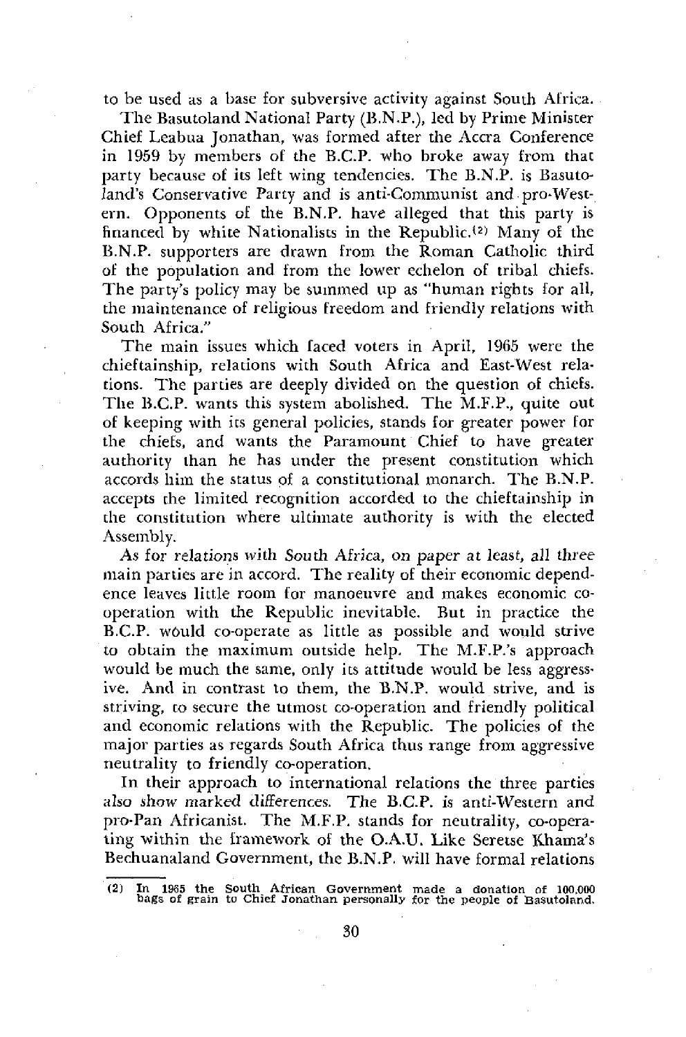to be used as a base for subversive activity against South Africa.

The Basutoland National Party (B.N.P.), led by Prime Minister Chief Leabua Jonathan, was formed after the Accra Conference in 1959 by members of the B.C.P. who broke away from that party because of its left wing tendencies. The B.N.P. is Basutoland's Conservative Party and is anti-Communist and pro-Western. Opponents of the B.N.P. have alleged that this party is financed by white Nationalists in the Republic.[2] Many of the B.N.P. supporters are drawn from the Roman Catholic third of the population and from the lower echelon of tribal chiefs. The party's policy may be summed up as "human rights for all, the maintenance of religious freedom and friendly relations with South Africa."

The main issues which faced voters in April, 1965 were the chieftainship, relations with South Africa and East-West relations. The parties are deeply divided on the question of chiefs. The B.C.P. wants this system abolished. The M.F.P., quite out of keeping with its general policies, stands for greater power for the chiefs, and wants the Paramount Chief to have greater authority than he has under the present constitution which accords him the status of a constitutional monarch. The B.N.P. accepts the limited recognition accorded to the chieftainship in the constitution where ultimate authority is with the elected Assembly.

As for relations with South Africa, on paper at least, all three main parties are in accord. The reality of their economic dependence leaves little room for manoeuvre and makes economic co-operation with the Republic inevitable. But in practice the B.C.P. would co-operate as little as possible and would strive to obtain the maximum outside help. The M.F.P.'s approach would be much the same, only its attitude would be less aggressive. And in contrast to them, the B.N.P. would strive, and is striving, to secure the utmost co-operation and friendly political and economic relations with the Republic. The policies of the major parties as regards South Africa thus range from aggressive neutrality to friendly co-operation.

In their approach to international relations the three parties also show marked differences. The B.C.P. is anti-Western and pro-Pan Africanist. The M.F.P. stands for neutrality, co-operating within the framework of the O.A.U. Like Seretse Khama's Bechuanaland Government, the B.N.P. will have formal relations

(2) In 1965 the South African Government made a donation of 100,000 bags of grain to Chief Jonathan personally for the people of Basutoland.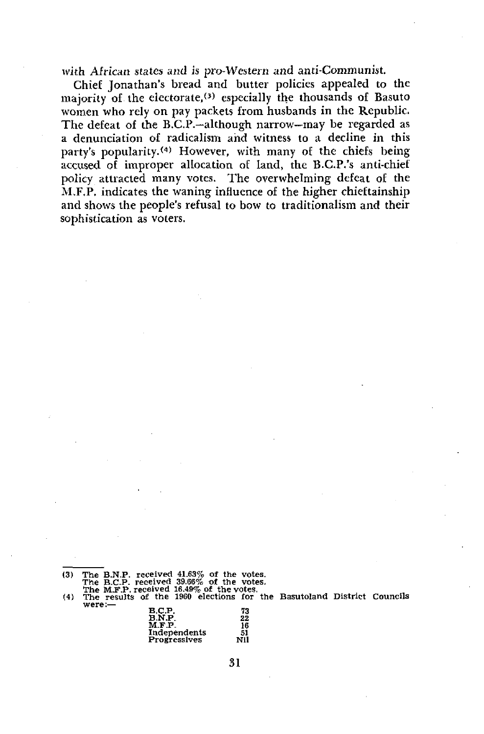*with African states and is pro-Western and anti-Communist.*

Chief Jonathan's bread and butter policies appealed to the majority of the electorate,[3] especially the thousands of Basuto women who rely on pay packets from husbands in the Republic. The defeat of the B.C.P.—although narrow—may be regarded as a denunciation of radicalism and witness to a decline in this party's popularity.[4] However, with many of the chiefs being accused of improper allocation of land, the B.C.P.'s anti-chief policy attracted many votes. The overwhelming defeat of the M.F.P. indicates the waning influence of the higher chieftainship and shows the people's refusal to bow to traditionalism and their sophistication as voters.

---

(3) The B.N.P. received 41.63% of the votes.
The B.C.P. received 39.66% of the votes.
The M.F.P. received 16.49% of the votes.

(4) The results of the 1960 elections for the Basutoland District Councils were:—

| | |
|---|---|
| B.C.P. | 73 |
| B.N.P. | 22 |
| M.F.P. | 16 |
| Independents | 51 |
| Progressives | Nil |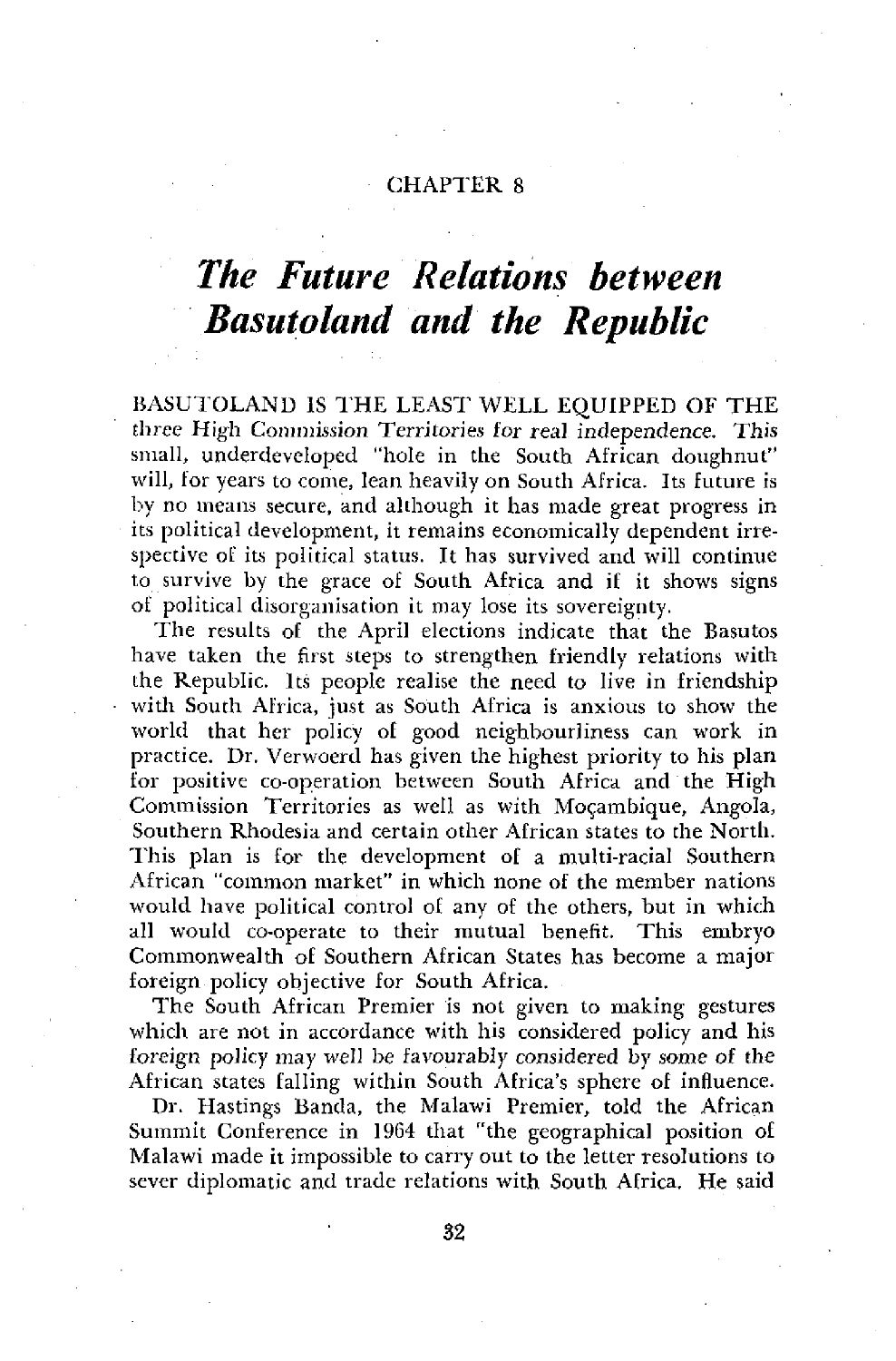CHAPTER 8

# *The Future Relations between Basutoland and the Republic*

BASUTOLAND IS THE LEAST WELL EQUIPPED OF THE three High Commission Territories for real independence. This small, underdeveloped "hole in the South African doughnut" will, for years to come, lean heavily on South Africa. Its future is by no means secure, and although it has made great progress in its political development, it remains economically dependent irrespective of its political status. It has survived and will continue to survive by the grace of South Africa and if it shows signs of political disorganisation it may lose its sovereignty.

The results of the April elections indicate that the Basutos have taken the first steps to strengthen friendly relations with the Republic. Its people realise the need to live in friendship with South Africa, just as South Africa is anxious to show the world that her policy of good neighbourliness can work in practice. Dr. Verwoerd has given the highest priority to his plan for positive co-operation between South Africa and the High Commission Territories as well as with Moçambique, Angola, Southern Rhodesia and certain other African states to the North. This plan is for the development of a multi-racial Southern African "common market" in which none of the member nations would have political control of any of the others, but in which all would co-operate to their mutual benefit. This embryo Commonwealth of Southern African States has become a major foreign policy objective for South Africa.

The South African Premier is not given to making gestures which are not in accordance with his considered policy and his foreign policy may well be favourably considered by some of the African states falling within South Africa's sphere of influence.

Dr. Hastings Banda, the Malawi Premier, told the African Summit Conference in 1964 that "the geographical position of Malawi made it impossible to carry out to the letter resolutions to sever diplomatic and trade relations with South Africa. He said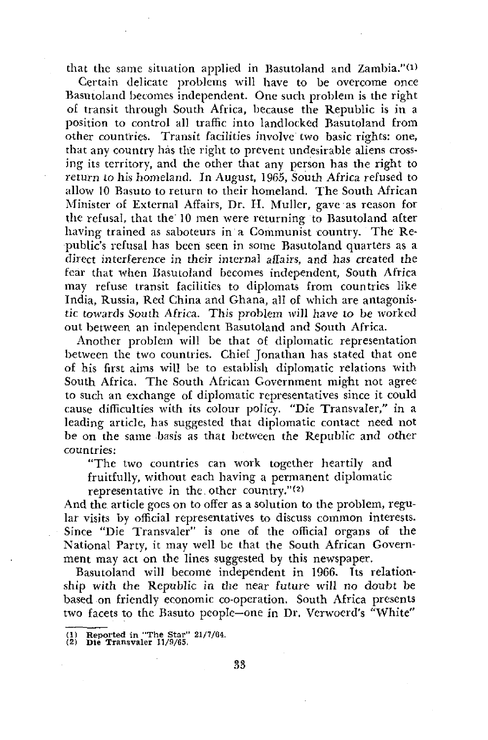that the same situation applied in Basutoland and Zambia."(1)

Certain delicate problems will have to be overcome once Basutoland becomes independent. One such problem is the right of transit through South Africa, because the Republic is in a position to control all traffic into landlocked Basutoland from other countries. Transit facilities involve two basic rights: one, that any country has the right to prevent undesirable aliens crossing its territory, and the other that any person has the right to return to his homeland. In August, 1965, South Africa refused to allow 10 Basuto to return to their homeland. The South African Minister of External Affairs, Dr. H. Muller, gave as reason for the refusal, that the 10 men were returning to Basutoland after having trained as saboteurs in a Communist country. The Republic's refusal has been seen in some Basutoland quarters as a direct interference in their internal affairs, and has created the fear that when Basutoland becomes independent, South Africa may refuse transit facilities to diplomats from countries like India, Russia, Red China and Ghana, all of which are antagonistic towards South Africa. This problem will have to be worked out between an independent Basutoland and South Africa.

Another problem will be that of diplomatic representation between the two countries. Chief Jonathan has stated that one of his first aims will be to establish diplomatic relations with South Africa. The South African Government might not agree to such an exchange of diplomatic representatives since it could cause difficulties with its colour policy. "Die Transvaler," in a leading article, has suggested that diplomatic contact need not be on the same basis as that between the Republic and other countries:

> "The two countries can work together heartily and fruitfully, without each having a permanent diplomatic representative in the other country."(2)

And the article goes on to offer as a solution to the problem, regular visits by official representatives to discuss common interests. Since "Die Transvaler" is one of the official organs of the National Party, it may well be that the South African Government may act on the lines suggested by this newspaper.

Basutoland will become independent in 1966. Its relationship with the Republic in the near future will no doubt be based on friendly economic co-operation. South Africa presents two facets to the Basuto people—one in Dr. Verwoerd's "White"

---

(1) Reported in "The Star" 21/7/64.
(2) **Die Transvaler** 11/9/65.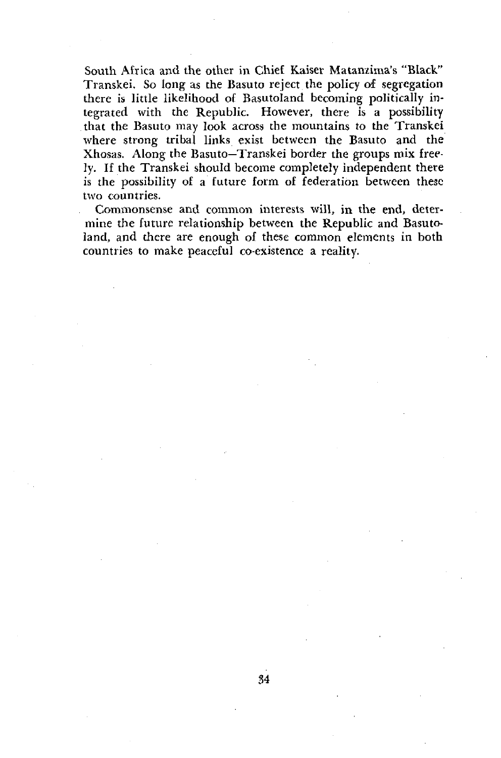South Africa and the other in Chief Kaiser Matanzima's "Black" Transkei. So long as the Basuto reject the policy of segregation there is little likelihood of Basutoland becoming politically integrated with the Republic. However, there is a possibility that the Basuto may look across the mountains to the Transkei where strong tribal links exist between the Basuto and the Xhosas. Along the Basuto–Transkei border the groups mix freely. If the Transkei should become completely independent there is the possibility of a future form of federation between these two countries.

Commonsense and common interests will, in the end, determine the future relationship between the Republic and Basutoland, and there are enough of these common elements in both countries to make peaceful co-existence a reality.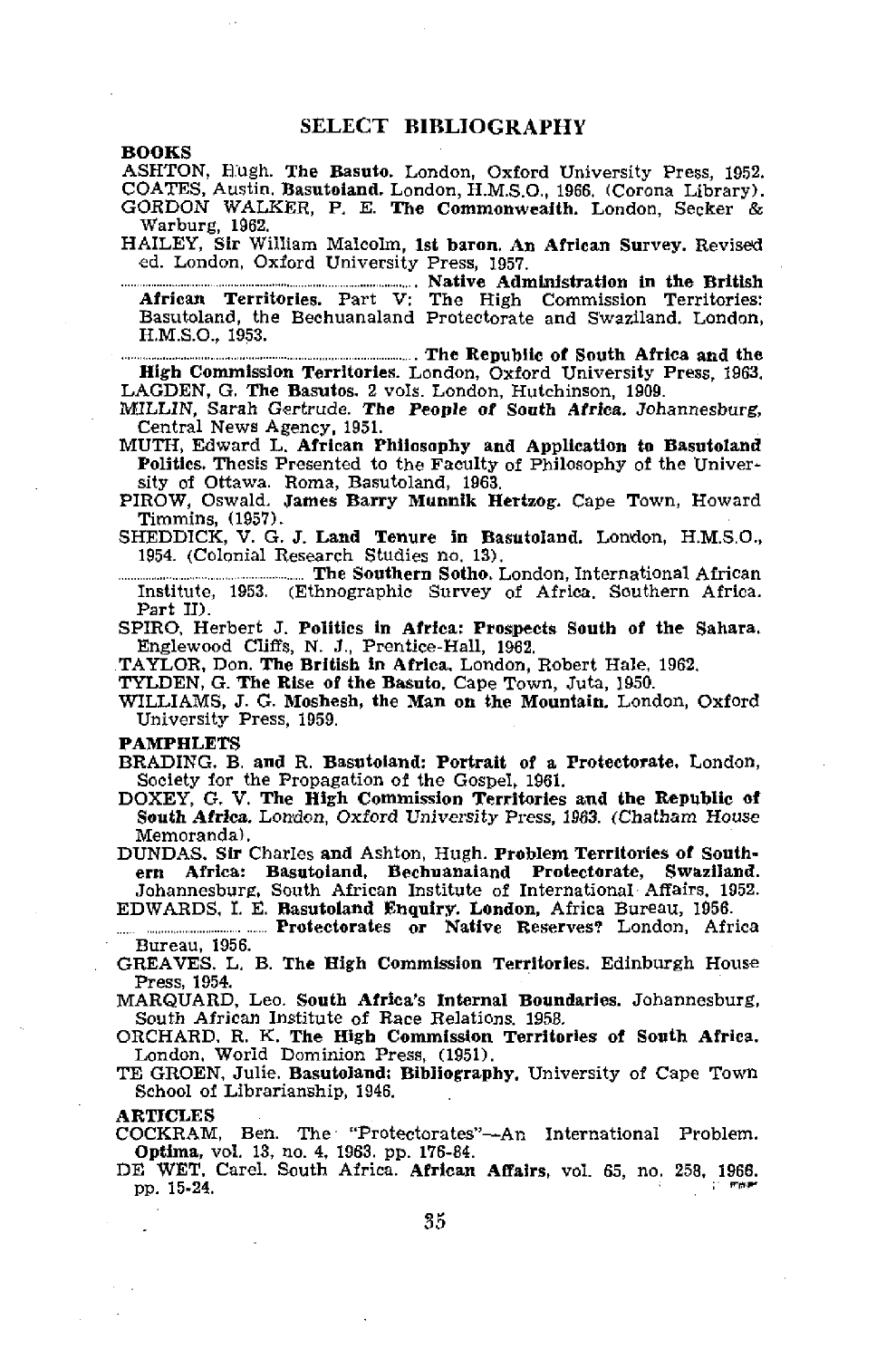## SELECT BIBLIOGRAPHY

### BOOKS

ASHTON, Hugh. **The Basuto.** London, Oxford University Press, 1952.

COATES, Austin. **Basutoland.** London, H.M.S.O., 1966. (Corona Library).

GORDON WALKER, P. E. **The Commonwealth.** London, Secker & Warburg, 1962.

HAILEY, **Sir** William Malcolm, **1st baron. An African Survey.** Revised ed. London, Oxford University Press, 1957.

............................................................ **Native Administration in the British African Territories.** Part V: The High Commission Territories: Basutoland, the Bechuanaland Protectorate and Swaziland. London, H.M.S.O., 1953.

............................................................ **The Republic of South Africa and the High Commission Territories.** London, Oxford University Press, 1963.

LAGDEN, G. **The Basutos.** 2 vols. London, Hutchinson, 1909.

MILLIN, Sarah Gertrude. ***The People of South Africa.*** Johannesburg, Central News Agency, 1951.

MUTH, Edward L. **African Philosophy and Application to Basutoland Politics.** Thesis Presented to the Faculty of Philosophy of the University of Ottawa. Roma, Basutoland, 1963.

PIROW, Oswald. **James Barry Munnik Hertzog.** Cape Town, Howard Timmins, (1957).

SHEDDICK, V. G. J. **Land Tenure in Basutoland.** London, H.M.S.O., 1954. (Colonial Research Studies no. 13).

............................................ **The Southern Sotho.** London, International African Institute, 1953. (Ethnographic Survey of Africa. Southern Africa. Part II).

SPIRO, Herbert J. **Politics in Africa: Prospects South of the Sahara.** Englewood Cliffs, N. J., Prentice-Hall, 1962.

TAYLOR, Don. **The British in Africa.** London, Robert Hale, 1962.

TYLDEN, G. **The Rise of the Basuto.** Cape Town, Juta, 1950.

WILLIAMS, J. G. **Moshesh, the Man on the Mountain.** London, Oxford University Press, 1959.

### PAMPHLETS

BRADING, B. **and** R. **Basutoland: Portrait of a Protectorate.** London, Society for the Propagation of the Gospel, 1961.

DOXEY, G. V. **The High Commission Territories and the Republic of South Africa.** *London, Oxford University Press, 1963. (Chatham House* Memoranda).

DUNDAS, **Sir** Charles **and** Ashton, Hugh. **Problem Territories of Southern Africa: Basutoland, Bechuanaland Protectorate, Swaziland.** Johannesburg, South African Institute of International Affairs, 1952.

EDWARDS, I. E. **Basutoland Enquiry. London,** Africa Bureau, 1956.

............................................ **Protectorates or Native Reserves?** London, Africa Bureau, 1956.

GREAVES, L. B. **The High Commission Territories.** Edinburgh House Press, 1954.

MARQUARD, Leo. **South Africa's Internal Boundaries.** Johannesburg, South African Institute of Race Relations, 1958.

ORCHARD, R. K. **The High Commission Territories of South Africa.** London, World Dominion Press, (1951).

TE GROEN, Julie. **Basutoland: Bibliography.** University of Cape Town School of Librarianship, 1946.

### ARTICLES

COCKRAM, Ben. The "Protectorates"—An International Problem. **Optima,** vol. 13, no. 4, 1963. pp. 176-84.

DE WET, Carel. South Africa. **African Affairs,** vol. 65, no. 258, 1966. pp. 15-24.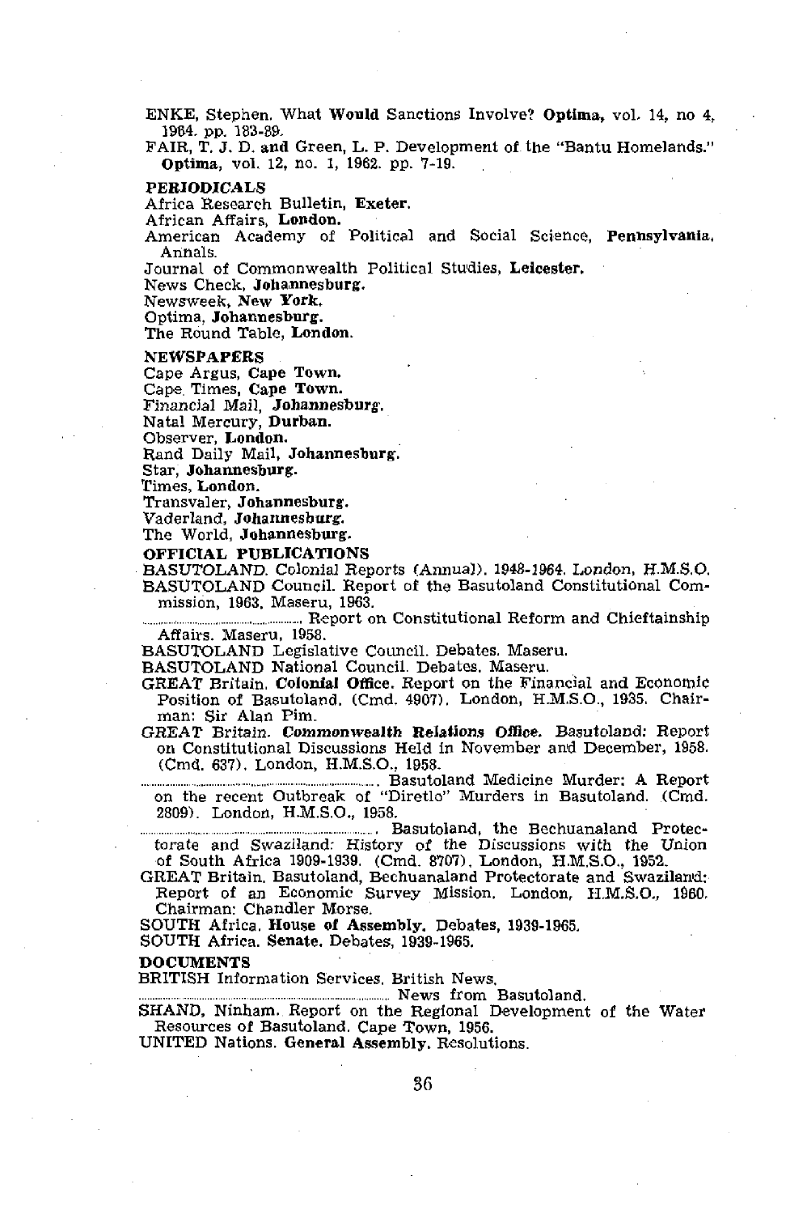ENKE, Stephen. What **Would** Sanctions Involve? **Optima,** vol. 14, no 4, 1964. pp. 183-89.

FAIR, T. J. D. **and** Green, L. P. Development of the "Bantu Homelands." **Optima,** vol. 12, no. 1, 1962. pp. 7-19.

**PERIODICALS**

Africa Research Bulletin, **Exeter.**

African Affairs, **London.**

American Academy of Political and Social Science, **Pennsylvania.** Annals.

Journal of Commonwealth Political Studies, **Leicester.**

News Check, **Johannesburg.**

Newsweek, **New York.**

Optima, **Johannesburg.**

The Round Table, **London.**

**NEWSPAPERS**

Cape Argus, **Cape Town.**

Cape Times, **Cape Town.**

Financial Mail, **Johannesburg.**

Natal Mercury, **Durban.**

Observer, **London.**

Rand Daily Mail, **Johannesburg.**

Star, **Johannesburg.**

Times, **London.**

Transvaler, **Johannesburg.**

Vaderland, **Johannesburg.**

The World, **Johannesburg.**

**OFFICIAL PUBLICATIONS**

BASUTOLAND. Colonial Reports (Annual). 1948-1964. London, H.M.S.O.

BASUTOLAND Council. Report of the Basutoland Constitutional Commission, 1963. Maseru, 1963.

.................................... Report on Constitutional Reform and Chieftainship Affairs. Maseru, 1958.

BASUTOLAND Legislative Council. Debates. Maseru.

BASUTOLAND National Council. Debates. Maseru.

GREAT Britain. **Colonial Office.** Report on the Financial and Economic Position of Basutoland. (Cmd. 4907). London, H.M.S.O., 1935. Chairman: Sir Alan Pim.

GREAT Britain. **Commonwealth Relations Office.** Basutoland: Report on Constitutional Discussions Held in November and December, 1958. (Cmd. 637). London, H.M.S.O., 1958.

.................................... Basutoland Medicine Murder: A Report on the recent Outbreak of "Diretlo" Murders in Basutoland. (Cmd. 2809). London, H.M.S.O., 1958.

.................................... Basutoland, the Bechuanaland Protectorate and Swaziland: History of the Discussions with the Union of South Africa 1909-1939. (Cmd. 8707). London, H.M.S.O., 1952.

GREAT Britain. Basutoland, Bechuanaland Protectorate and Swaziland: Report of an Economic Survey Mission. London, H.M.S.O., 1960. Chairman: Chandler Morse.

SOUTH Africa. **House of Assembly.** Debates, 1939-1965.

SOUTH Africa. **Senate.** Debates, 1939-1965.

**DOCUMENTS**

BRITISH Information Services. British News.

.................................... News from Basutoland.

SHAND, Ninham. Report on the Regional Development of the Water Resources of Basutoland. Cape Town, 1956.

UNITED Nations. **General Assembly.** Resolutions.